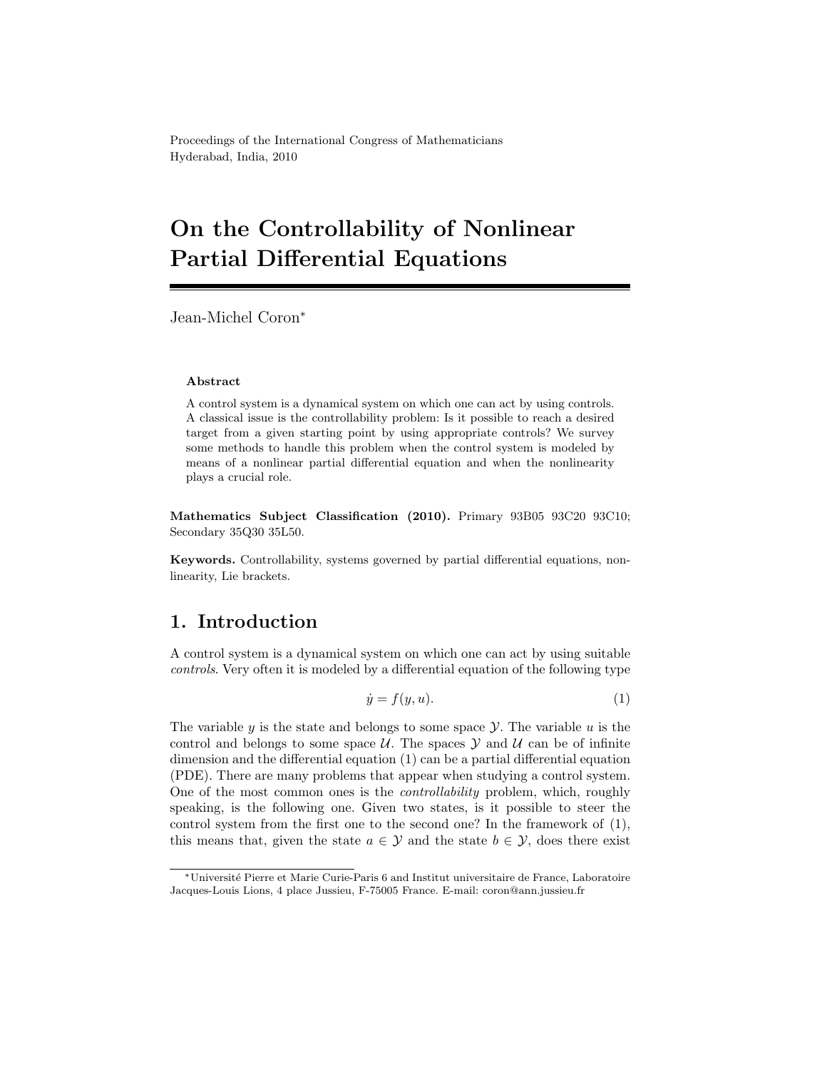Proceedings of the International Congress of Mathematicians
Hyderabad, India, 2010

# On the Controllability of Nonlinear Partial Differential Equations

Jean-Michel Coron*

**Abstract**

A control system is a dynamical system on which one can act by using controls. A classical issue is the controllability problem: Is it possible to reach a desired target from a given starting point by using appropriate controls? We survey some methods to handle this problem when the control system is modeled by means of a nonlinear partial differential equation and when the nonlinearity plays a crucial role.

**Mathematics Subject Classification (2010).** Primary 93B05 93C20 93C10; Secondary 35Q30 35L50.

**Keywords.** Controllability, systems governed by partial differential equations, nonlinearity, Lie brackets.

## 1. Introduction

A control system is a dynamical system on which one can act by using suitable *controls*. Very often it is modeled by a differential equation of the following type

$$\dot{y} = f(y, u). \tag{1}$$

The variable $y$ is the state and belongs to some space $\mathcal{Y}$. The variable $u$ is the control and belongs to some space $\mathcal{U}$. The spaces $\mathcal{Y}$ and $\mathcal{U}$ can be of infinite dimension and the differential equation (1) can be a partial differential equation (PDE). There are many problems that appear when studying a control system. One of the most common ones is the *controllability* problem, which, roughly speaking, is the following one. Given two states, is it possible to steer the control system from the first one to the second one? In the framework of (1), this means that, given the state $a \in \mathcal{Y}$ and the state $b \in \mathcal{Y}$, does there exist

---

*Université Pierre et Marie Curie-Paris 6 and Institut universitaire de France, Laboratoire Jacques-Louis Lions, 4 place Jussieu, F-75005 France. E-mail: coron@ann.jussieu.fr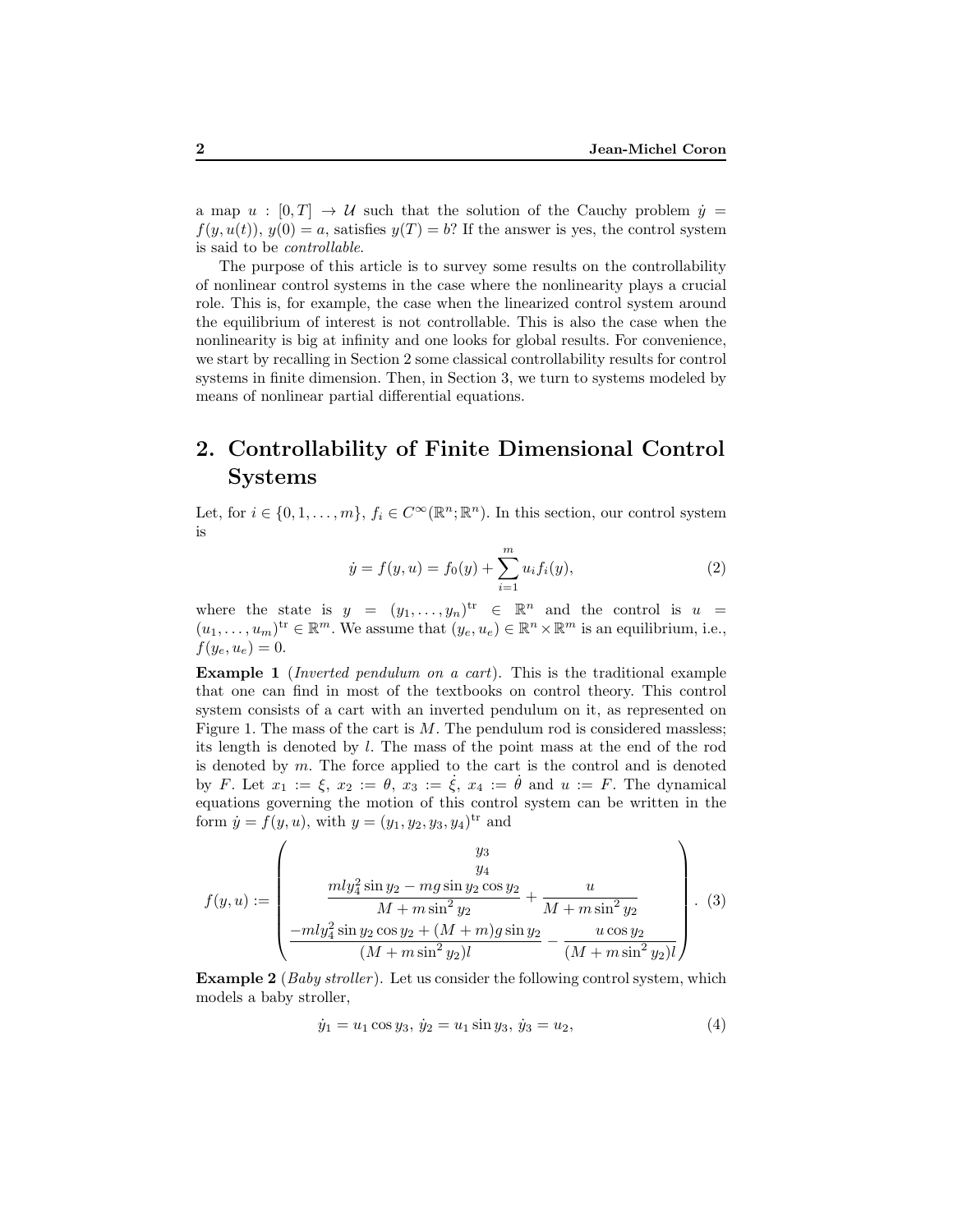a map $u : [0,T] \to \mathcal{U}$ such that the solution of the Cauchy problem $\dot{y} = f(y, u(t))$, $y(0) = a$, satisfies $y(T) = b$? If the answer is yes, the control system is said to be *controllable*.

The purpose of this article is to survey some results on the controllability of nonlinear control systems in the case where the nonlinearity plays a crucial role. This is, for example, the case when the linearized control system around the equilibrium of interest is not controllable. This is also the case when the nonlinearity is big at infinity and one looks for global results. For convenience, we start by recalling in Section 2 some classical controllability results for control systems in finite dimension. Then, in Section 3, we turn to systems modeled by means of nonlinear partial differential equations.

## 2. Controllability of Finite Dimensional Control Systems

Let, for $i \in \{0, 1, \ldots, m\}$, $f_i \in C^\infty(\mathbb{R}^n; \mathbb{R}^n)$. In this section, our control system is

$$\dot{y} = f(y, u) = f_0(y) + \sum_{i=1}^{m} u_i f_i(y), \tag{2}$$

where the state is $y = (y_1, \ldots, y_n)^{\mathrm{tr}} \in \mathbb{R}^n$ and the control is $u = (u_1, \ldots, u_m)^{\mathrm{tr}} \in \mathbb{R}^m$. We assume that $(y_e, u_e) \in \mathbb{R}^n \times \mathbb{R}^m$ is an equilibrium, i.e., $f(y_e, u_e) = 0$.

**Example 1** (*Inverted pendulum on a cart*). This is the traditional example that one can find in most of the textbooks on control theory. This control system consists of a cart with an inverted pendulum on it, as represented on Figure 1. The mass of the cart is $M$. The pendulum rod is considered massless; its length is denoted by $l$. The mass of the point mass at the end of the rod is denoted by $m$. The force applied to the cart is the control and is denoted by $F$. Let $x_1 := \xi$, $x_2 := \theta$, $x_3 := \dot{\xi}$, $x_4 := \dot{\theta}$ and $u := F$. The dynamical equations governing the motion of this control system can be written in the form $\dot{y} = f(y, u)$, with $y = (y_1, y_2, y_3, y_4)^{\mathrm{tr}}$ and

$$f(y,u) := \begin{pmatrix} y_3 \\ y_4 \\ \dfrac{m l y_4^2 \sin y_2 - m g \sin y_2 \cos y_2}{M + m \sin^2 y_2} + \dfrac{u}{M + m \sin^2 y_2} \\ \dfrac{-m l y_4^2 \sin y_2 \cos y_2 + (M+m) g \sin y_2}{(M + m \sin^2 y_2) l} - \dfrac{u \cos y_2}{(M + m \sin^2 y_2) l} \end{pmatrix}. \tag{3}$$

**Example 2** (*Baby stroller*). Let us consider the following control system, which models a baby stroller,

$$\dot{y}_1 = u_1 \cos y_3,\ \dot{y}_2 = u_1 \sin y_3,\ \dot{y}_3 = u_2, \tag{4}$$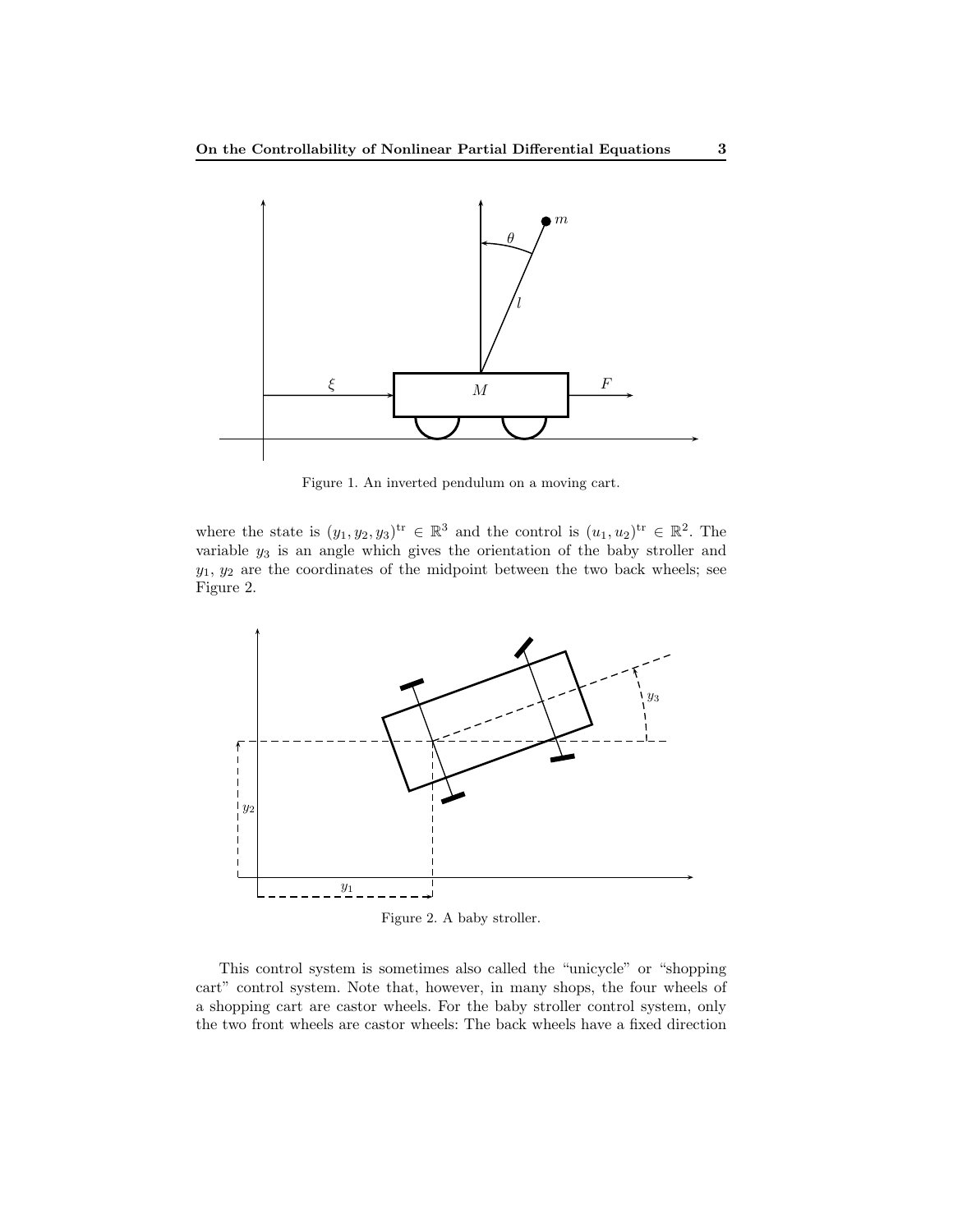Figure 1. An inverted pendulum on a moving cart.

where the state is $(y_1, y_2, y_3)^{\rm tr} \in \mathbb{R}^3$ and the control is $(u_1, u_2)^{\rm tr} \in \mathbb{R}^2$. The variable $y_3$ is an angle which gives the orientation of the baby stroller and $y_1$, $y_2$ are the coordinates of the midpoint between the two back wheels; see Figure 2.

Figure 2. A baby stroller.

This control system is sometimes also called the "unicycle" or "shopping cart" control system. Note that, however, in many shops, the four wheels of a shopping cart are castor wheels. For the baby stroller control system, only the two front wheels are castor wheels: The back wheels have a fixed direction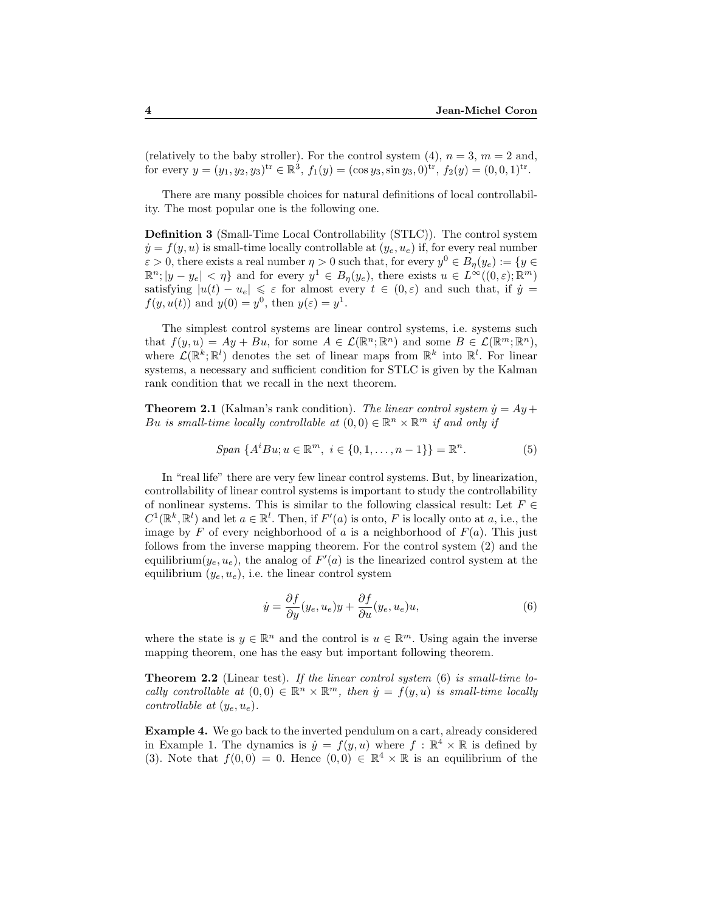(relatively to the baby stroller). For the control system (4), $n = 3$, $m = 2$ and, for every $y = (y_1, y_2, y_3)^{\rm tr} \in \mathbb{R}^3$, $f_1(y) = (\cos y_3, \sin y_3, 0)^{\rm tr}$, $f_2(y) = (0, 0, 1)^{\rm tr}$.

There are many possible choices for natural definitions of local controllability. The most popular one is the following one.

**Definition 3** (Small-Time Local Controllability (STLC)). The control system $\dot{y} = f(y, u)$ is small-time locally controllable at $(y_e, u_e)$ if, for every real number $\varepsilon > 0$, there exists a real number $\eta > 0$ such that, for every $y^0 \in B_\eta(y_e) := \{y \in \mathbb{R}^n; |y - y_e| < \eta\}$ and for every $y^1 \in B_\eta(y_e)$, there exists $u \in L^\infty((0,\varepsilon);\mathbb{R}^m)$ satisfying $|u(t) - u_e| \leqslant \varepsilon$ for almost every $t \in (0, \varepsilon)$ and such that, if $\dot{y} = f(y, u(t))$ and $y(0) = y^0$, then $y(\varepsilon) = y^1$.

The simplest control systems are linear control systems, i.e. systems such that $f(y, u) = Ay + Bu$, for some $A \in \mathcal{L}(\mathbb{R}^n;\mathbb{R}^n)$ and some $B \in \mathcal{L}(\mathbb{R}^m;\mathbb{R}^n)$, where $\mathcal{L}(\mathbb{R}^k;\mathbb{R}^l)$ denotes the set of linear maps from $\mathbb{R}^k$ into $\mathbb{R}^l$. For linear systems, a necessary and sufficient condition for STLC is given by the Kalman rank condition that we recall in the next theorem.

**Theorem 2.1** (Kalman's rank condition). *The linear control system $\dot{y} = Ay + Bu$ is small-time locally controllable at $(0, 0) \in \mathbb{R}^n \times \mathbb{R}^m$ if and only if*

$$\text{Span } \{A^i Bu; u \in \mathbb{R}^m,\ i \in \{0, 1, \dots, n-1\}\} = \mathbb{R}^n. \tag{5}$$

In "real life" there are very few linear control systems. But, by linearization, controllability of linear control systems is important to study the controllability of nonlinear systems. This is similar to the following classical result: Let $F \in C^1(\mathbb{R}^k, \mathbb{R}^l)$ and let $a \in \mathbb{R}^l$. Then, if $F'(a)$ is onto, $F$ is locally onto at $a$, i.e., the image by $F$ of every neighborhood of $a$ is a neighborhood of $F(a)$. This just follows from the inverse mapping theorem. For the control system (2) and the equilibrium$(y_e, u_e)$, the analog of $F'(a)$ is the linearized control system at the equilibrium $(y_e, u_e)$, i.e. the linear control system

$$\dot{y} = \frac{\partial f}{\partial y}(y_e, u_e)y + \frac{\partial f}{\partial u}(y_e, u_e)u, \tag{6}$$

where the state is $y \in \mathbb{R}^n$ and the control is $u \in \mathbb{R}^m$. Using again the inverse mapping theorem, one has the easy but important following theorem.

**Theorem 2.2** (Linear test). *If the linear control system* (6) *is small-time locally controllable at $(0, 0) \in \mathbb{R}^n \times \mathbb{R}^m$, then $\dot{y} = f(y, u)$ is small-time locally controllable at $(y_e, u_e)$.*

**Example 4.** We go back to the inverted pendulum on a cart, already considered in Example 1. The dynamics is $\dot{y} = f(y, u)$ where $f : \mathbb{R}^4 \times \mathbb{R}$ is defined by (3). Note that $f(0, 0) = 0$. Hence $(0, 0) \in \mathbb{R}^4 \times \mathbb{R}$ is an equilibrium of the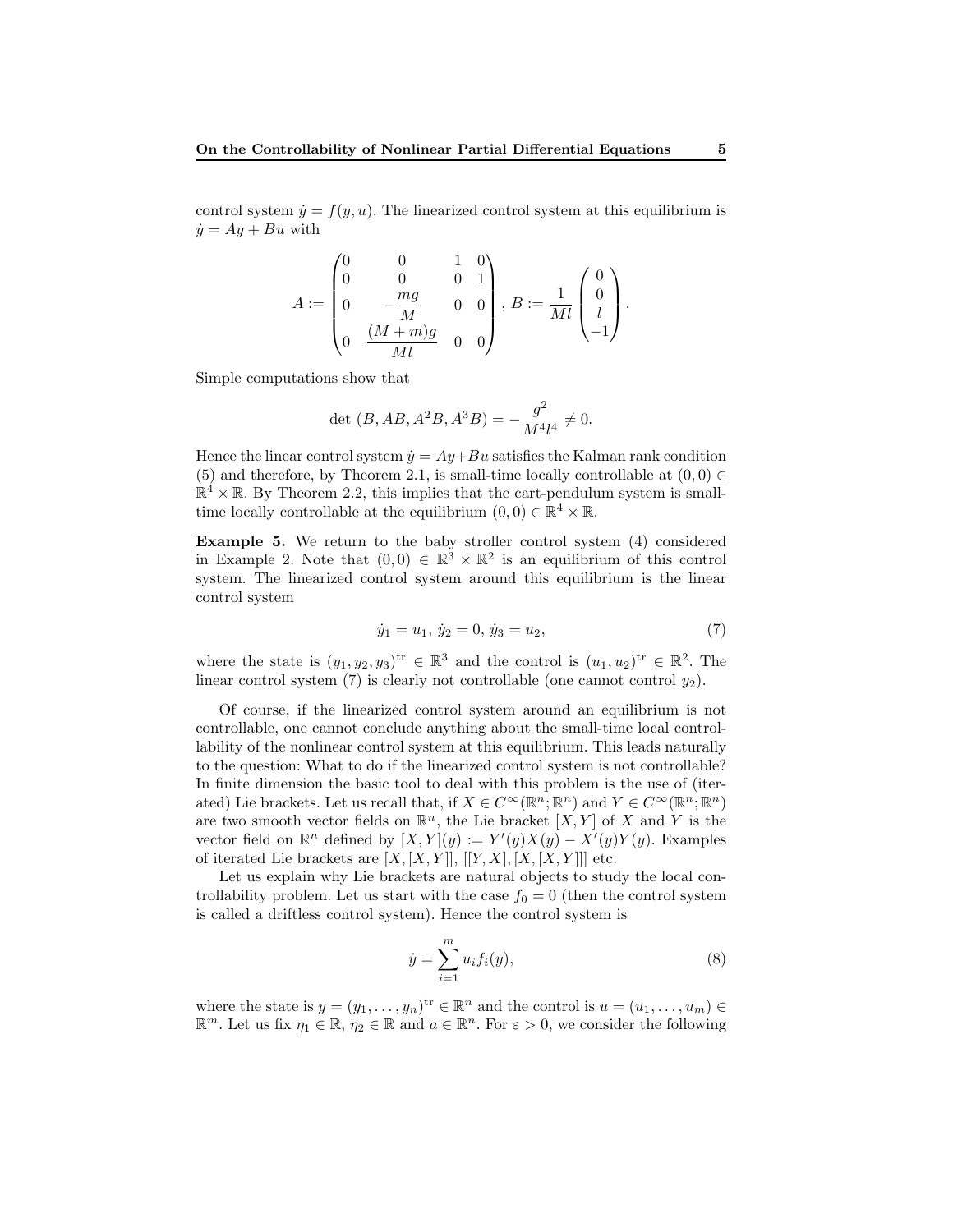control system $\dot{y} = f(y, u)$. The linearized control system at this equilibrium is $\dot{y} = Ay + Bu$ with

$$A := \begin{pmatrix} 0 & 0 & 1 & 0 \\ 0 & 0 & 0 & 1 \\ 0 & -\dfrac{mg}{M} & 0 & 0 \\ 0 & \dfrac{(M+m)g}{Ml} & 0 & 0 \end{pmatrix},\ B := \frac{1}{Ml} \begin{pmatrix} 0 \\ 0 \\ l \\ -1 \end{pmatrix}.$$

Simple computations show that

$$\det\,(B, AB, A^2B, A^3B) = -\frac{g^2}{M^4l^4} \neq 0.$$

Hence the linear control system $\dot{y} = Ay + Bu$ satisfies the Kalman rank condition (5) and therefore, by Theorem 2.1, is small-time locally controllable at $(0,0) \in \mathbb{R}^4 \times \mathbb{R}$. By Theorem 2.2, this implies that the cart-pendulum system is small-time locally controllable at the equilibrium $(0,0) \in \mathbb{R}^4 \times \mathbb{R}$.

**Example 5.** We return to the baby stroller control system (4) considered in Example 2. Note that $(0,0) \in \mathbb{R}^3 \times \mathbb{R}^2$ is an equilibrium of this control system. The linearized control system around this equilibrium is the linear control system

$$\dot{y}_1 = u_1,\ \dot{y}_2 = 0,\ \dot{y}_3 = u_2, \tag{7}$$

where the state is $(y_1, y_2, y_3)^{\text{tr}} \in \mathbb{R}^3$ and the control is $(u_1, u_2)^{\text{tr}} \in \mathbb{R}^2$. The linear control system (7) is clearly not controllable (one cannot control $y_2$).

Of course, if the linearized control system around an equilibrium is not controllable, one cannot conclude anything about the small-time local controllability of the nonlinear control system at this equilibrium. This leads naturally to the question: What to do if the linearized control system is not controllable? In finite dimension the basic tool to deal with this problem is the use of (iterated) Lie brackets. Let us recall that, if $X \in C^\infty(\mathbb{R}^n;\mathbb{R}^n)$ and $Y \in C^\infty(\mathbb{R}^n;\mathbb{R}^n)$ are two smooth vector fields on $\mathbb{R}^n$, the Lie bracket $[X, Y]$ of $X$ and $Y$ is the vector field on $\mathbb{R}^n$ defined by $[X, Y](y) := Y'(y)X(y) - X'(y)Y(y)$. Examples of iterated Lie brackets are $[X, [X, Y]]$, $[[Y, X], [X, [X, Y]]]$ etc.

Let us explain why Lie brackets are natural objects to study the local controllability problem. Let us start with the case $f_0 = 0$ (then the control system is called a driftless control system). Hence the control system is

$$\dot{y} = \sum_{i=1}^{m} u_i f_i(y), \tag{8}$$

where the state is $y = (y_1, \ldots, y_n)^{\text{tr}} \in \mathbb{R}^n$ and the control is $u = (u_1, \ldots, u_m) \in \mathbb{R}^m$. Let us fix $\eta_1 \in \mathbb{R}$, $\eta_2 \in \mathbb{R}$ and $a \in \mathbb{R}^n$. For $\varepsilon > 0$, we consider the following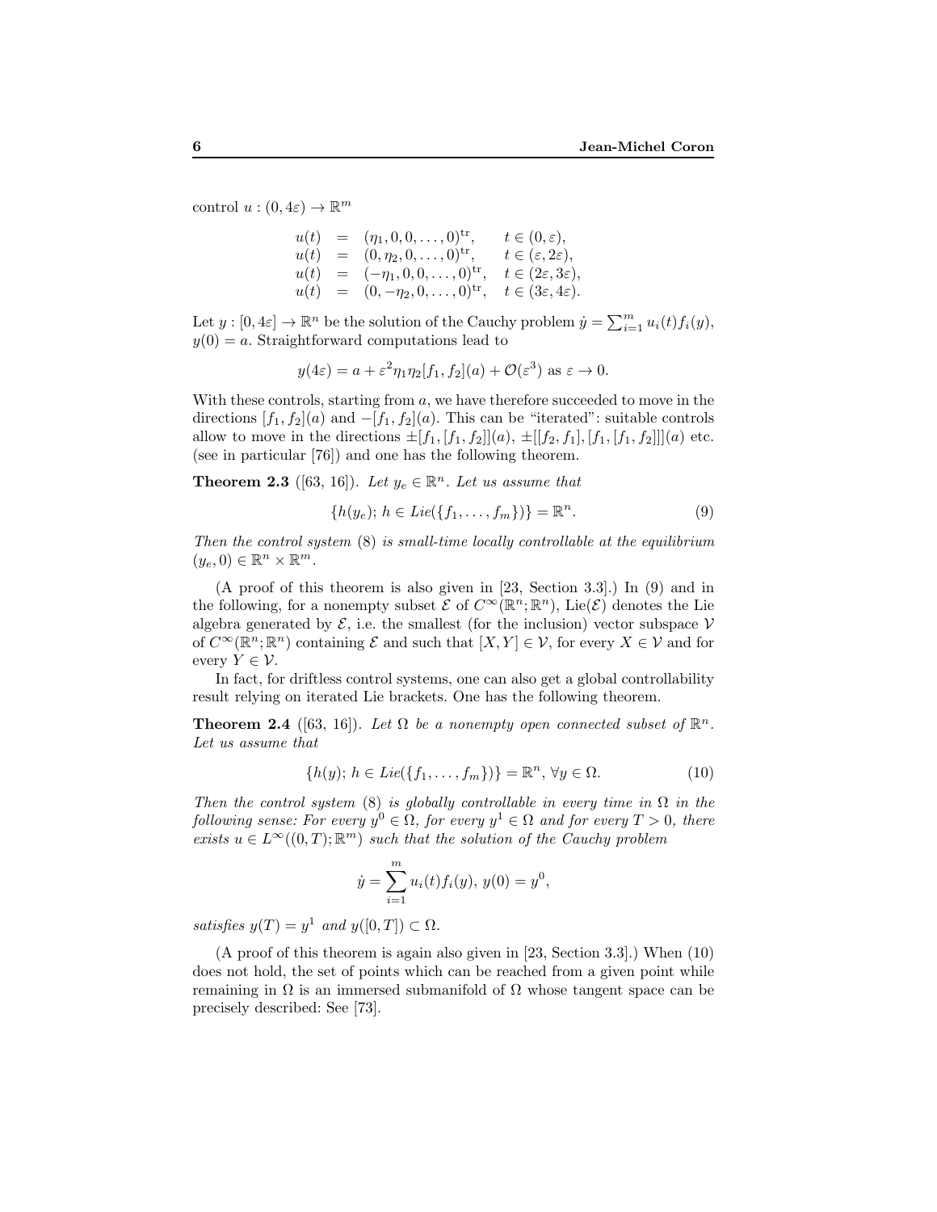control $u : (0, 4\varepsilon) \to \mathbb{R}^m$

$$
\begin{array}{rcll}
u(t) & = & (\eta_1, 0, 0, \ldots, 0)^{\mathrm{tr}}, & t \in (0, \varepsilon), \\
u(t) & = & (0, \eta_2, 0, \ldots, 0)^{\mathrm{tr}}, & t \in (\varepsilon, 2\varepsilon), \\
u(t) & = & (-\eta_1, 0, 0, \ldots, 0)^{\mathrm{tr}}, & t \in (2\varepsilon, 3\varepsilon), \\
u(t) & = & (0, -\eta_2, 0, \ldots, 0)^{\mathrm{tr}}, & t \in (3\varepsilon, 4\varepsilon).
\end{array}
$$

Let $y : [0, 4\varepsilon] \to \mathbb{R}^n$ be the solution of the Cauchy problem $\dot{y} = \sum_{i=1}^m u_i(t) f_i(y)$, $y(0) = a$. Straightforward computations lead to

$$
y(4\varepsilon) = a + \varepsilon^2 \eta_1 \eta_2 [f_1, f_2](a) + \mathcal{O}(\varepsilon^3) \text{ as } \varepsilon \to 0.
$$

With these controls, starting from $a$, we have therefore succeeded to move in the directions $[f_1, f_2](a)$ and $-[f_1, f_2](a)$. This can be "iterated": suitable controls allow to move in the directions $\pm[f_1, [f_1, f_2]](a)$, $\pm[[f_2, f_1], [f_1, [f_1, f_2]]](a)$ etc. (see in particular [76]) and one has the following theorem.

**Theorem 2.3** ([63, 16]). *Let $y_e \in \mathbb{R}^n$. Let us assume that*

$$
\{h(y_e);\, h \in Lie(\{f_1, \ldots, f_m\})\} = \mathbb{R}^n. \tag{9}
$$

*Then the control system* (8) *is small-time locally controllable at the equilibrium* $(y_e, 0) \in \mathbb{R}^n \times \mathbb{R}^m$.

(A proof of this theorem is also given in [23, Section 3.3].) In (9) and in the following, for a nonempty subset $\mathcal{E}$ of $C^\infty(\mathbb{R}^n; \mathbb{R}^n)$, $\mathrm{Lie}(\mathcal{E})$ denotes the Lie algebra generated by $\mathcal{E}$, i.e. the smallest (for the inclusion) vector subspace $\mathcal{V}$ of $C^\infty(\mathbb{R}^n; \mathbb{R}^n)$ containing $\mathcal{E}$ and such that $[X, Y] \in \mathcal{V}$, for every $X \in \mathcal{V}$ and for every $Y \in \mathcal{V}$.

In fact, for driftless control systems, one can also get a global controllability result relying on iterated Lie brackets. One has the following theorem.

**Theorem 2.4** ([63, 16]). *Let $\Omega$ be a nonempty open connected subset of $\mathbb{R}^n$. Let us assume that*

$$
\{h(y);\, h \in Lie(\{f_1, \ldots, f_m\})\} = \mathbb{R}^n, \; \forall y \in \Omega. \tag{10}
$$

*Then the control system* (8) *is globally controllable in every time in $\Omega$ in the following sense: For every $y^0 \in \Omega$, for every $y^1 \in \Omega$ and for every $T > 0$, there exists $u \in L^\infty((0, T); \mathbb{R}^m)$ such that the solution of the Cauchy problem*

$$
\dot{y} = \sum_{i=1}^m u_i(t) f_i(y),\; y(0) = y^0,
$$

*satisfies $y(T) = y^1$ and $y([0, T]) \subset \Omega$.*

(A proof of this theorem is again also given in [23, Section 3.3].) When (10) does not hold, the set of points which can be reached from a given point while remaining in $\Omega$ is an immersed submanifold of $\Omega$ whose tangent space can be precisely described: See [73].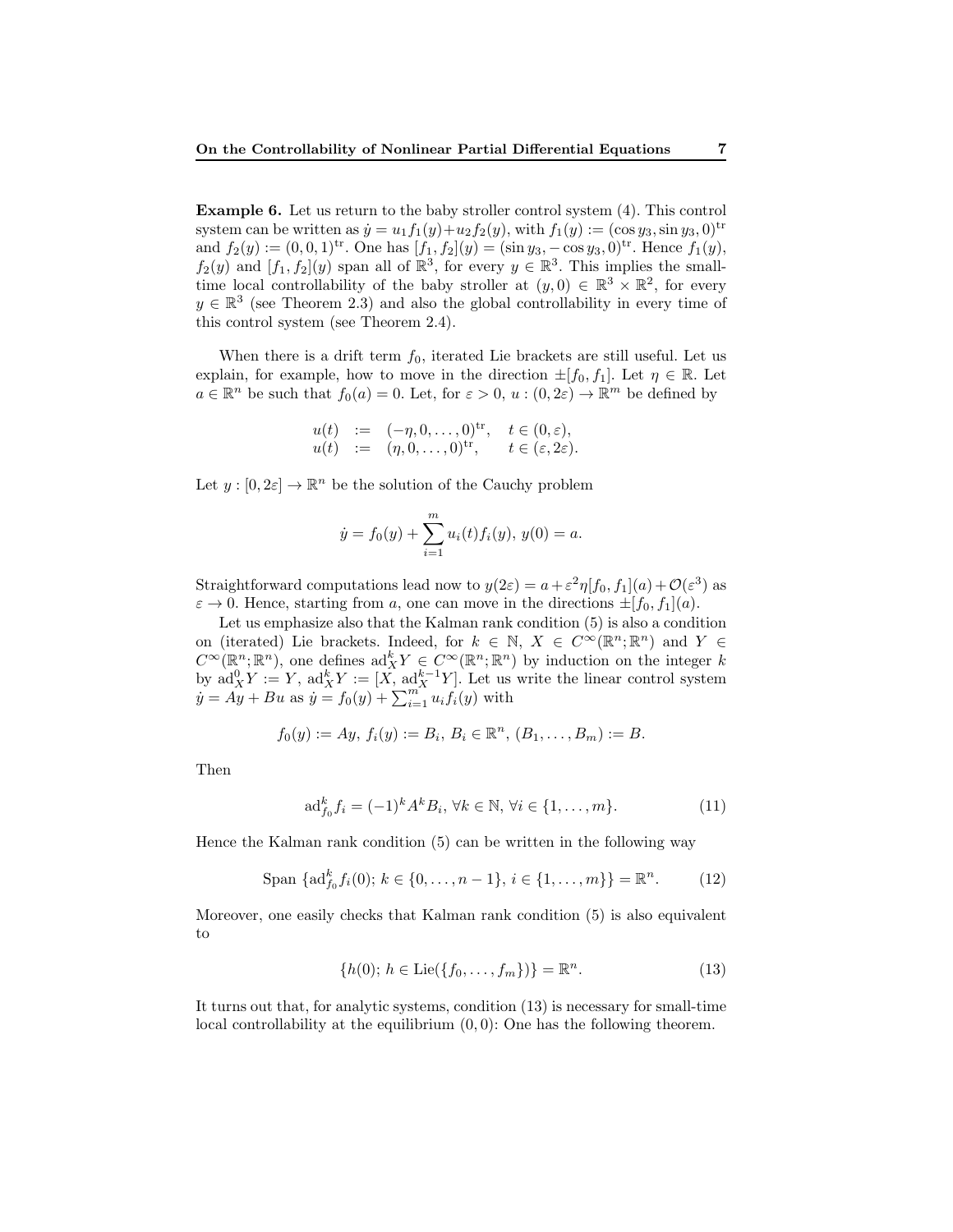**Example 6.** Let us return to the baby stroller control system (4). This control system can be written as $\dot{y} = u_1 f_1(y) + u_2 f_2(y)$, with $f_1(y) := (\cos y_3, \sin y_3, 0)^{\text{tr}}$ and $f_2(y) := (0, 0, 1)^{\text{tr}}$. One has $[f_1, f_2](y) = (\sin y_3, -\cos y_3, 0)^{\text{tr}}$. Hence $f_1(y)$, $f_2(y)$ and $[f_1, f_2](y)$ span all of $\mathbb{R}^3$, for every $y \in \mathbb{R}^3$. This implies the small-time local controllability of the baby stroller at $(y, 0) \in \mathbb{R}^3 \times \mathbb{R}^2$, for every $y \in \mathbb{R}^3$ (see Theorem 2.3) and also the global controllability in every time of this control system (see Theorem 2.4).

When there is a drift term $f_0$, iterated Lie brackets are still useful. Let us explain, for example, how to move in the direction $\pm[f_0, f_1]$. Let $\eta \in \mathbb{R}$. Let $a \in \mathbb{R}^n$ be such that $f_0(a) = 0$. Let, for $\varepsilon > 0$, $u : (0, 2\varepsilon) \to \mathbb{R}^m$ be defined by

$$
\begin{aligned}
u(t) &:= (-\eta, 0, \ldots, 0)^{\text{tr}}, \quad t \in (0, \varepsilon), \\
u(t) &:= (\eta, 0, \ldots, 0)^{\text{tr}}, \quad t \in (\varepsilon, 2\varepsilon).
\end{aligned}
$$

Let $y : [0, 2\varepsilon] \to \mathbb{R}^n$ be the solution of the Cauchy problem

$$
\dot{y} = f_0(y) + \sum_{i=1}^{m} u_i(t) f_i(y),\ y(0) = a.
$$

Straightforward computations lead now to $y(2\varepsilon) = a + \varepsilon^2 \eta [f_0, f_1](a) + \mathcal{O}(\varepsilon^3)$ as $\varepsilon \to 0$. Hence, starting from $a$, one can move in the directions $\pm[f_0, f_1](a)$.

Let us emphasize also that the Kalman rank condition (5) is also a condition on (iterated) Lie brackets. Indeed, for $k \in \mathbb{N}$, $X \in C^\infty(\mathbb{R}^n; \mathbb{R}^n)$ and $Y \in C^\infty(\mathbb{R}^n; \mathbb{R}^n)$, one defines $\text{ad}_X^k Y \in C^\infty(\mathbb{R}^n; \mathbb{R}^n)$ by induction on the integer $k$ by $\text{ad}_X^0 Y := Y$, $\text{ad}_X^k Y := [X, \text{ad}_X^{k-1} Y]$. Let us write the linear control system $\dot{y} = Ay + Bu$ as $\dot{y} = f_0(y) + \sum_{i=1}^m u_i f_i(y)$ with

$$
f_0(y) := Ay,\ f_i(y) := B_i,\ B_i \in \mathbb{R}^n,\ (B_1, \ldots, B_m) := B.
$$

Then

$$
\text{ad}_{f_0}^k f_i = (-1)^k A^k B_i,\ \forall k \in \mathbb{N},\ \forall i \in \{1, \ldots, m\}. \tag{11}
$$

Hence the Kalman rank condition (5) can be written in the following way

$$
\text{Span}\ \{\text{ad}_{f_0}^k f_i(0);\ k \in \{0, \ldots, n-1\},\ i \in \{1, \ldots, m\}\} = \mathbb{R}^n. \tag{12}
$$

Moreover, one easily checks that Kalman rank condition (5) is also equivalent to

$$
\{h(0);\ h \in \text{Lie}(\{f_0, \ldots, f_m\})\} = \mathbb{R}^n. \tag{13}
$$

It turns out that, for analytic systems, condition (13) is necessary for small-time local controllability at the equilibrium $(0, 0)$: One has the following theorem.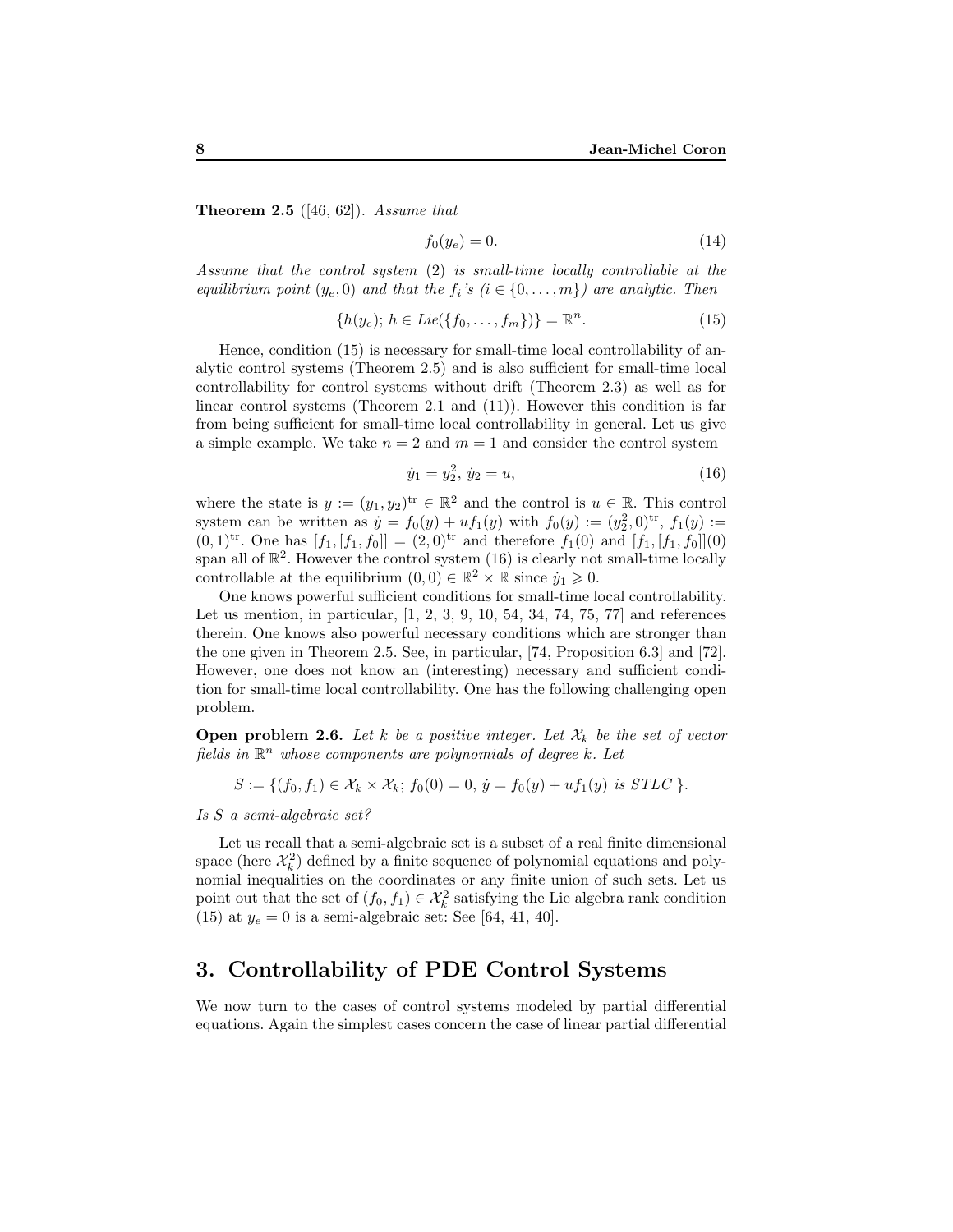**Theorem 2.5** ([46, 62]). *Assume that*

$$f_0(y_e) = 0. \tag{14}$$

*Assume that the control system* (2) *is small-time locally controllable at the equilibrium point* $(y_e, 0)$ *and that the* $f_i$*'s* ($i \in \{0, \ldots, m\}$) *are analytic. Then*

$$\{h(y_e);\, h \in Lie(\{f_0, \ldots, f_m\})\} = \mathbb{R}^n. \tag{15}$$

Hence, condition (15) is necessary for small-time local controllability of analytic control systems (Theorem 2.5) and is also sufficient for small-time local controllability for control systems without drift (Theorem 2.3) as well as for linear control systems (Theorem 2.1 and (11)). However this condition is far from being sufficient for small-time local controllability in general. Let us give a simple example. We take $n = 2$ and $m = 1$ and consider the control system

$$\dot{y}_1 = y_2^2,\ \dot{y}_2 = u, \tag{16}$$

where the state is $y := (y_1, y_2)^{\text{tr}} \in \mathbb{R}^2$ and the control is $u \in \mathbb{R}$. This control system can be written as $\dot{y} = f_0(y) + uf_1(y)$ with $f_0(y) := (y_2^2, 0)^{\text{tr}}$, $f_1(y) := (0, 1)^{\text{tr}}$. One has $[f_1, [f_1, f_0]] = (2, 0)^{\text{tr}}$ and therefore $f_1(0)$ and $[f_1, [f_1, f_0]](0)$ span all of $\mathbb{R}^2$. However the control system (16) is clearly not small-time locally controllable at the equilibrium $(0, 0) \in \mathbb{R}^2 \times \mathbb{R}$ since $\dot{y}_1 \geqslant 0$.

One knows powerful sufficient conditions for small-time local controllability. Let us mention, in particular, [1, 2, 3, 9, 10, 54, 34, 74, 75, 77] and references therein. One knows also powerful necessary conditions which are stronger than the one given in Theorem 2.5. See, in particular, [74, Proposition 6.3] and [72]. However, one does not know an (interesting) necessary and sufficient condition for small-time local controllability. One has the following challenging open problem.

**Open problem 2.6.** *Let* $k$ *be a positive integer. Let* $\mathcal{X}_k$ *be the set of vector fields in* $\mathbb{R}^n$ *whose components are polynomials of degree* $k$*. Let*

$$S := \{(f_0, f_1) \in \mathcal{X}_k \times \mathcal{X}_k;\, f_0(0) = 0,\, \dot{y} = f_0(y) + uf_1(y) \text{ is STLC }\}.$$

*Is* $S$ *a semi-algebraic set?*

Let us recall that a semi-algebraic set is a subset of a real finite dimensional space (here $\mathcal{X}_k^2$) defined by a finite sequence of polynomial equations and polynomial inequalities on the coordinates or any finite union of such sets. Let us point out that the set of $(f_0, f_1) \in \mathcal{X}_k^2$ satisfying the Lie algebra rank condition (15) at $y_e = 0$ is a semi-algebraic set: See [64, 41, 40].

## 3. Controllability of PDE Control Systems

We now turn to the cases of control systems modeled by partial differential equations. Again the simplest cases concern the case of linear partial differential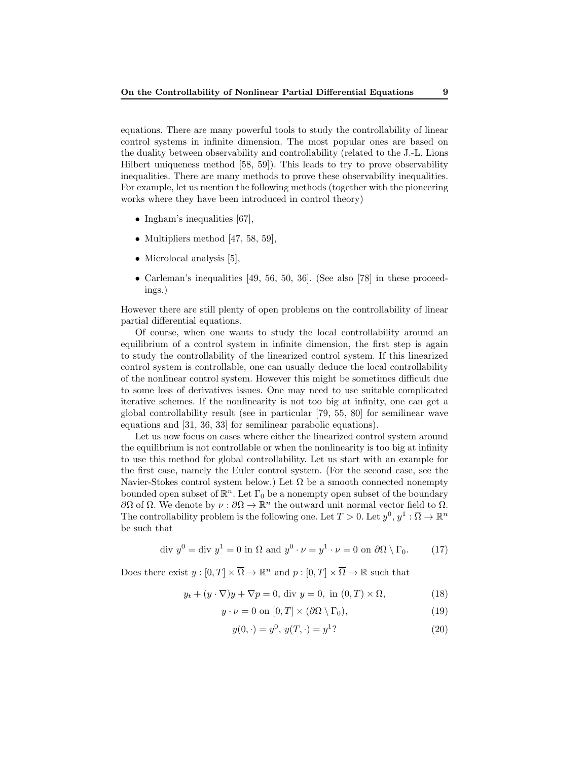equations. There are many powerful tools to study the controllability of linear control systems in infinite dimension. The most popular ones are based on the duality between observability and controllability (related to the J.-L. Lions Hilbert uniqueness method [58, 59]). This leads to try to prove observability inequalities. There are many methods to prove these observability inequalities. For example, let us mention the following methods (together with the pioneering works where they have been introduced in control theory)

- Ingham's inequalities [67],
- Multipliers method [47, 58, 59],
- Microlocal analysis [5],
- Carleman's inequalities [49, 56, 50, 36]. (See also [78] in these proceedings.)

However there are still plenty of open problems on the controllability of linear partial differential equations.

Of course, when one wants to study the local controllability around an equilibrium of a control system in infinite dimension, the first step is again to study the controllability of the linearized control system. If this linearized control system is controllable, one can usually deduce the local controllability of the nonlinear control system. However this might be sometimes difficult due to some loss of derivatives issues. One may need to use suitable complicated iterative schemes. If the nonlinearity is not too big at infinity, one can get a global controllability result (see in particular [79, 55, 80] for semilinear wave equations and [31, 36, 33] for semilinear parabolic equations).

Let us now focus on cases where either the linearized control system around the equilibrium is not controllable or when the nonlinearity is too big at infinity to use this method for global controllability. Let us start with an example for the first case, namely the Euler control system. (For the second case, see the Navier-Stokes control system below.) Let $\Omega$ be a smooth connected nonempty bounded open subset of $\mathbb{R}^n$. Let $\Gamma_0$ be a nonempty open subset of the boundary $\partial\Omega$ of $\Omega$. We denote by $\nu : \partial\Omega \to \mathbb{R}^n$ the outward unit normal vector field to $\Omega$. The controllability problem is the following one. Let $T > 0$. Let $y^0, y^1 : \overline{\Omega} \to \mathbb{R}^n$ be such that

$$\text{div } y^0 = \text{div } y^1 = 0 \text{ in } \Omega \text{ and } y^0 \cdot \nu = y^1 \cdot \nu = 0 \text{ on } \partial\Omega \setminus \Gamma_0. \tag{17}$$

Does there exist $y : [0,T] \times \overline{\Omega} \to \mathbb{R}^n$ and $p : [0,T] \times \overline{\Omega} \to \mathbb{R}$ such that

$$y_t + (y \cdot \nabla)y + \nabla p = 0, \text{ div } y = 0, \text{ in } (0,T) \times \Omega, \tag{18}$$

$$y \cdot \nu = 0 \text{ on } [0,T] \times (\partial\Omega \setminus \Gamma_0), \tag{19}$$

$$y(0,\cdot) = y^0, \; y(T,\cdot) = y^1? \tag{20}$$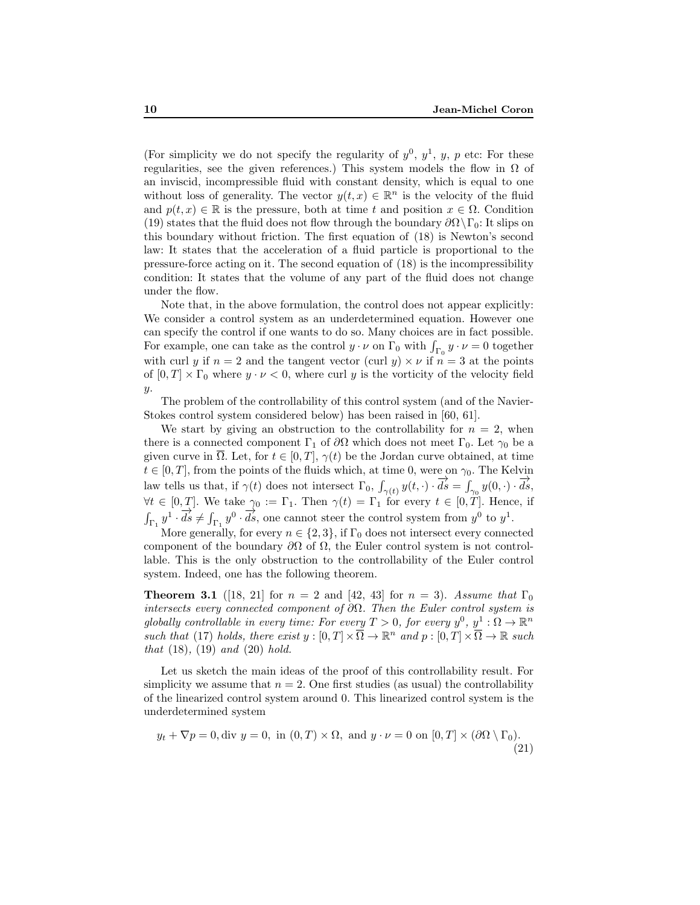(For simplicity we do not specify the regularity of $y^0$, $y^1$, $y$, $p$ etc: For these regularities, see the given references.) This system models the flow in $\Omega$ of an inviscid, incompressible fluid with constant density, which is equal to one without loss of generality. The vector $y(t,x) \in \mathbb{R}^n$ is the velocity of the fluid and $p(t,x) \in \mathbb{R}$ is the pressure, both at time $t$ and position $x \in \Omega$. Condition (19) states that the fluid does not flow through the boundary $\partial\Omega \setminus \Gamma_0$: It slips on this boundary without friction. The first equation of (18) is Newton's second law: It states that the acceleration of a fluid particle is proportional to the pressure-force acting on it. The second equation of (18) is the incompressibility condition: It states that the volume of any part of the fluid does not change under the flow.

Note that, in the above formulation, the control does not appear explicitly: We consider a control system as an underdetermined equation. However one can specify the control if one wants to do so. Many choices are in fact possible. For example, one can take as the control $y \cdot \nu$ on $\Gamma_0$ with $\int_{\Gamma_0} y \cdot \nu = 0$ together with curl $y$ if $n = 2$ and the tangent vector (curl $y$) $\times \nu$ if $n = 3$ at the points of $[0,T] \times \Gamma_0$ where $y \cdot \nu < 0$, where curl $y$ is the vorticity of the velocity field $y$.

The problem of the controllability of this control system (and of the Navier-Stokes control system considered below) has been raised in [60, 61].

We start by giving an obstruction to the controllability for $n = 2$, when there is a connected component $\Gamma_1$ of $\partial\Omega$ which does not meet $\Gamma_0$. Let $\gamma_0$ be a given curve in $\overline{\Omega}$. Let, for $t \in [0,T]$, $\gamma(t)$ be the Jordan curve obtained, at time $t \in [0,T]$, from the points of the fluids which, at time 0, were on $\gamma_0$. The Kelvin law tells us that, if $\gamma(t)$ does not intersect $\Gamma_0$, $\int_{\gamma(t)} y(t,\cdot) \cdot \overrightarrow{ds} = \int_{\gamma_0} y(0,\cdot) \cdot \overrightarrow{ds}$, $\forall t \in [0,T]$. We take $\gamma_0 := \Gamma_1$. Then $\gamma(t) = \Gamma_1$ for every $t \in [0,T]$. Hence, if $\int_{\Gamma_1} y^1 \cdot \overrightarrow{ds} \neq \int_{\Gamma_1} y^0 \cdot \overrightarrow{ds}$, one cannot steer the control system from $y^0$ to $y^1$.

More generally, for every $n \in \{2,3\}$, if $\Gamma_0$ does not intersect every connected component of the boundary $\partial\Omega$ of $\Omega$, the Euler control system is not controllable. This is the only obstruction to the controllability of the Euler control system. Indeed, one has the following theorem.

**Theorem 3.1** ([18, 21] for $n = 2$ and [42, 43] for $n = 3$). *Assume that $\Gamma_0$ intersects every connected component of $\partial\Omega$. Then the Euler control system is globally controllable in every time: For every $T > 0$, for every $y^0$, $y^1 : \Omega \to \mathbb{R}^n$ such that (17) holds, there exist $y : [0,T] \times \overline{\Omega} \to \mathbb{R}^n$ and $p : [0,T] \times \overline{\Omega} \to \mathbb{R}$ such that (18), (19) and (20) hold.*

Let us sketch the main ideas of the proof of this controllability result. For simplicity we assume that $n = 2$. One first studies (as usual) the controllability of the linearized control system around 0. This linearized control system is the underdetermined system

$$y_t + \nabla p = 0, \text{div } y = 0, \text{ in } (0,T) \times \Omega, \text{ and } y \cdot \nu = 0 \text{ on } [0,T] \times (\partial\Omega \setminus \Gamma_0). \tag{21}$$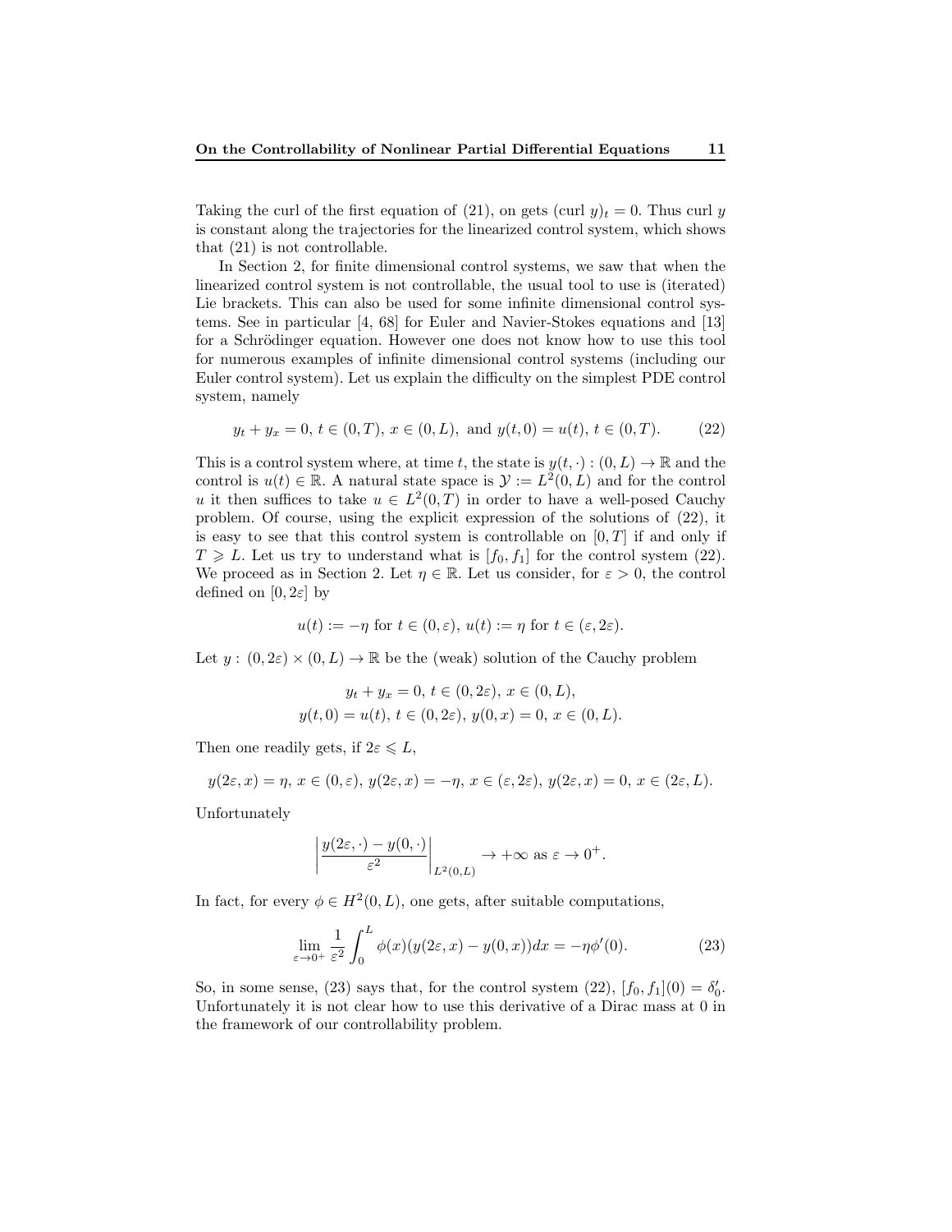Taking the curl of the first equation of (21), on gets $(\text{curl } y)_t = 0$. Thus curl $y$ is constant along the trajectories for the linearized control system, which shows that (21) is not controllable.

In Section 2, for finite dimensional control systems, we saw that when the linearized control system is not controllable, the usual tool to use is (iterated) Lie brackets. This can also be used for some infinite dimensional control systems. See in particular [4, 68] for Euler and Navier-Stokes equations and [13] for a Schrödinger equation. However one does not know how to use this tool for numerous examples of infinite dimensional control systems (including our Euler control system). Let us explain the difficulty on the simplest PDE control system, namely

$$y_t + y_x = 0,\ t \in (0, T),\ x \in (0, L),\ \text{and } y(t, 0) = u(t),\ t \in (0, T). \tag{22}$$

This is a control system where, at time $t$, the state is $y(t, \cdot) : (0, L) \to \mathbb{R}$ and the control is $u(t) \in \mathbb{R}$. A natural state space is $\mathcal{Y} := L^2(0, L)$ and for the control $u$ it then suffices to take $u \in L^2(0, T)$ in order to have a well-posed Cauchy problem. Of course, using the explicit expression of the solutions of (22), it is easy to see that this control system is controllable on $[0, T]$ if and only if $T \geqslant L$. Let us try to understand what is $[f_0, f_1]$ for the control system (22). We proceed as in Section 2. Let $\eta \in \mathbb{R}$. Let us consider, for $\varepsilon > 0$, the control defined on $[0, 2\varepsilon]$ by

$$u(t) := -\eta \text{ for } t \in (0, \varepsilon),\ u(t) := \eta \text{ for } t \in (\varepsilon, 2\varepsilon).$$

Let $y : (0, 2\varepsilon) \times (0, L) \to \mathbb{R}$ be the (weak) solution of the Cauchy problem

$$y_t + y_x = 0,\ t \in (0, 2\varepsilon),\ x \in (0, L),$$
$$y(t, 0) = u(t),\ t \in (0, 2\varepsilon),\ y(0, x) = 0,\ x \in (0, L).$$

Then one readily gets, if $2\varepsilon \leqslant L$,

$$y(2\varepsilon, x) = \eta,\ x \in (0, \varepsilon),\ y(2\varepsilon, x) = -\eta,\ x \in (\varepsilon, 2\varepsilon),\ y(2\varepsilon, x) = 0,\ x \in (2\varepsilon, L).$$

Unfortunately

$$\left| \frac{y(2\varepsilon, \cdot) - y(0, \cdot)}{\varepsilon^2} \right|_{L^2(0,L)} \to +\infty \text{ as } \varepsilon \to 0^+.$$

In fact, for every $\phi \in H^2(0, L)$, one gets, after suitable computations,

$$\lim_{\varepsilon \to 0^+} \frac{1}{\varepsilon^2} \int_0^L \phi(x)(y(2\varepsilon, x) - y(0, x))dx = -\eta \phi'(0). \tag{23}$$

So, in some sense, (23) says that, for the control system (22), $[f_0, f_1](0) = \delta_0'$. Unfortunately it is not clear how to use this derivative of a Dirac mass at 0 in the framework of our controllability problem.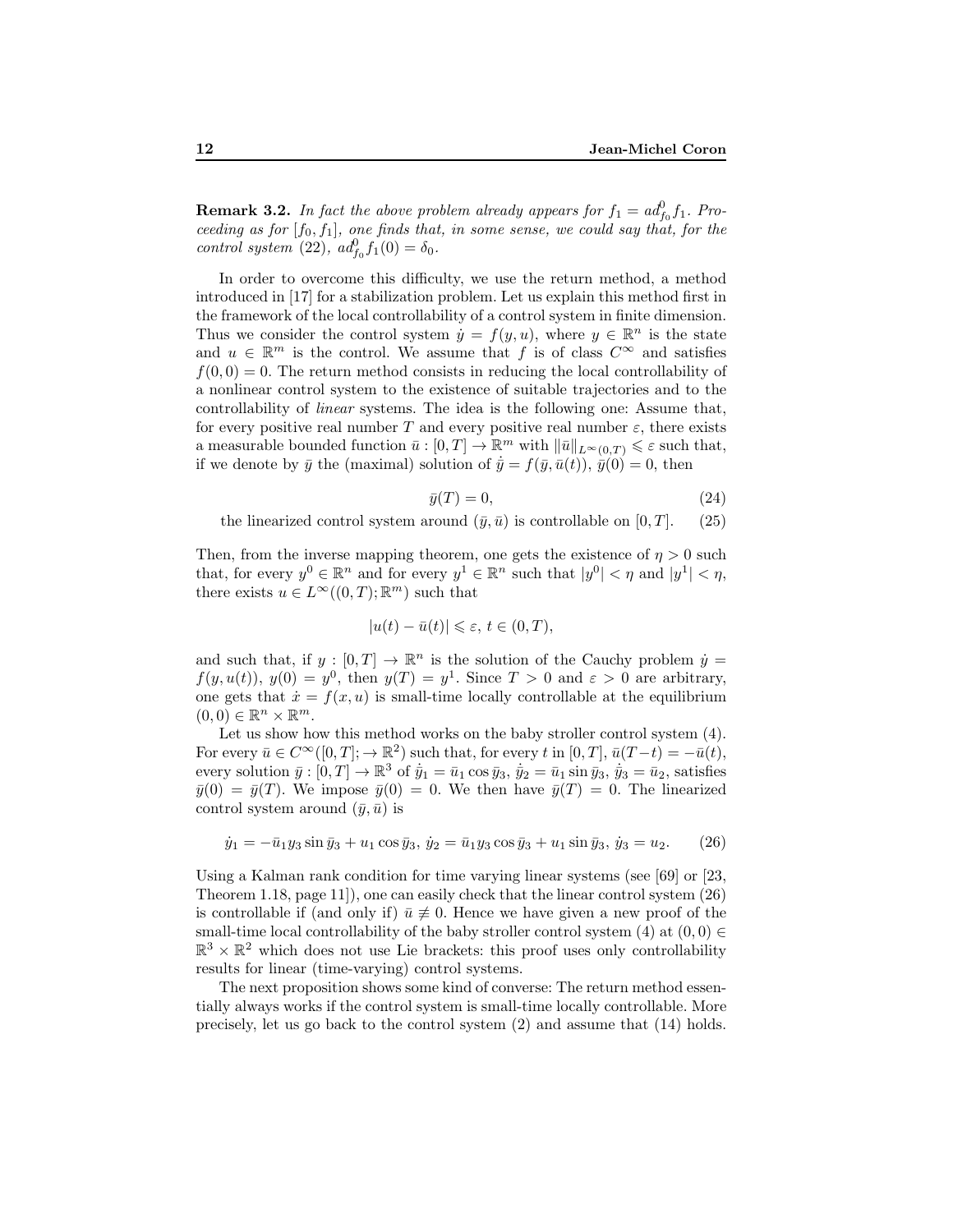**Remark 3.2.** *In fact the above problem already appears for $f_1 = ad^0_{f_0} f_1$. Proceeding as for $[f_0, f_1]$, one finds that, in some sense, we could say that, for the control system (22), $ad^0_{f_0} f_1(0) = \delta_0$.*

In order to overcome this difficulty, we use the return method, a method introduced in [17] for a stabilization problem. Let us explain this method first in the framework of the local controllability of a control system in finite dimension. Thus we consider the control system $\dot{y} = f(y, u)$, where $y \in \mathbb{R}^n$ is the state and $u \in \mathbb{R}^m$ is the control. We assume that $f$ is of class $C^\infty$ and satisfies $f(0, 0) = 0$. The return method consists in reducing the local controllability of a nonlinear control system to the existence of suitable trajectories and to the controllability of *linear* systems. The idea is the following one: Assume that, for every positive real number $T$ and every positive real number $\varepsilon$, there exists a measurable bounded function $\bar{u} : [0, T] \to \mathbb{R}^m$ with $\|\bar{u}\|_{L^\infty(0,T)} \leqslant \varepsilon$ such that, if we denote by $\bar{y}$ the (maximal) solution of $\dot{\bar{y}} = f(\bar{y}, \bar{u}(t))$, $\bar{y}(0) = 0$, then

$$\bar{y}(T) = 0, \tag{24}$$

$$\text{the linearized control system around } (\bar{y}, \bar{u}) \text{ is controllable on } [0, T]. \tag{25}$$

Then, from the inverse mapping theorem, one gets the existence of $\eta > 0$ such that, for every $y^0 \in \mathbb{R}^n$ and for every $y^1 \in \mathbb{R}^n$ such that $|y^0| < \eta$ and $|y^1| < \eta$, there exists $u \in L^\infty((0, T); \mathbb{R}^m)$ such that

$$|u(t) - \bar{u}(t)| \leqslant \varepsilon, \; t \in (0, T),$$

and such that, if $y : [0, T] \to \mathbb{R}^n$ is the solution of the Cauchy problem $\dot{y} = f(y, u(t))$, $y(0) = y^0$, then $y(T) = y^1$. Since $T > 0$ and $\varepsilon > 0$ are arbitrary, one gets that $\dot{x} = f(x, u)$ is small-time locally controllable at the equilibrium $(0, 0) \in \mathbb{R}^n \times \mathbb{R}^m$.

Let us show how this method works on the baby stroller control system (4). For every $\bar{u} \in C^\infty([0, T]; \to \mathbb{R}^2)$ such that, for every $t$ in $[0, T]$, $\bar{u}(T - t) = -\bar{u}(t)$, every solution $\bar{y} : [0, T] \to \mathbb{R}^3$ of $\dot{\bar{y}}_1 = \bar{u}_1 \cos \bar{y}_3$, $\dot{\bar{y}}_2 = \bar{u}_1 \sin \bar{y}_3$, $\dot{\bar{y}}_3 = \bar{u}_2$, satisfies $\bar{y}(0) = \bar{y}(T)$. We impose $\bar{y}(0) = 0$. We then have $\bar{y}(T) = 0$. The linearized control system around $(\bar{y}, \bar{u})$ is

$$\dot{y}_1 = -\bar{u}_1 y_3 \sin \bar{y}_3 + u_1 \cos \bar{y}_3, \; \dot{y}_2 = \bar{u}_1 y_3 \cos \bar{y}_3 + u_1 \sin \bar{y}_3, \; \dot{y}_3 = u_2. \tag{26}$$

Using a Kalman rank condition for time varying linear systems (see [69] or [23, Theorem 1.18, page 11]), one can easily check that the linear control system (26) is controllable if (and only if) $\bar{u} \not\equiv 0$. Hence we have given a new proof of the small-time local controllability of the baby stroller control system (4) at $(0, 0) \in \mathbb{R}^3 \times \mathbb{R}^2$ which does not use Lie brackets: this proof uses only controllability results for linear (time-varying) control systems.

The next proposition shows some kind of converse: The return method essentially always works if the control system is small-time locally controllable. More precisely, let us go back to the control system (2) and assume that (14) holds.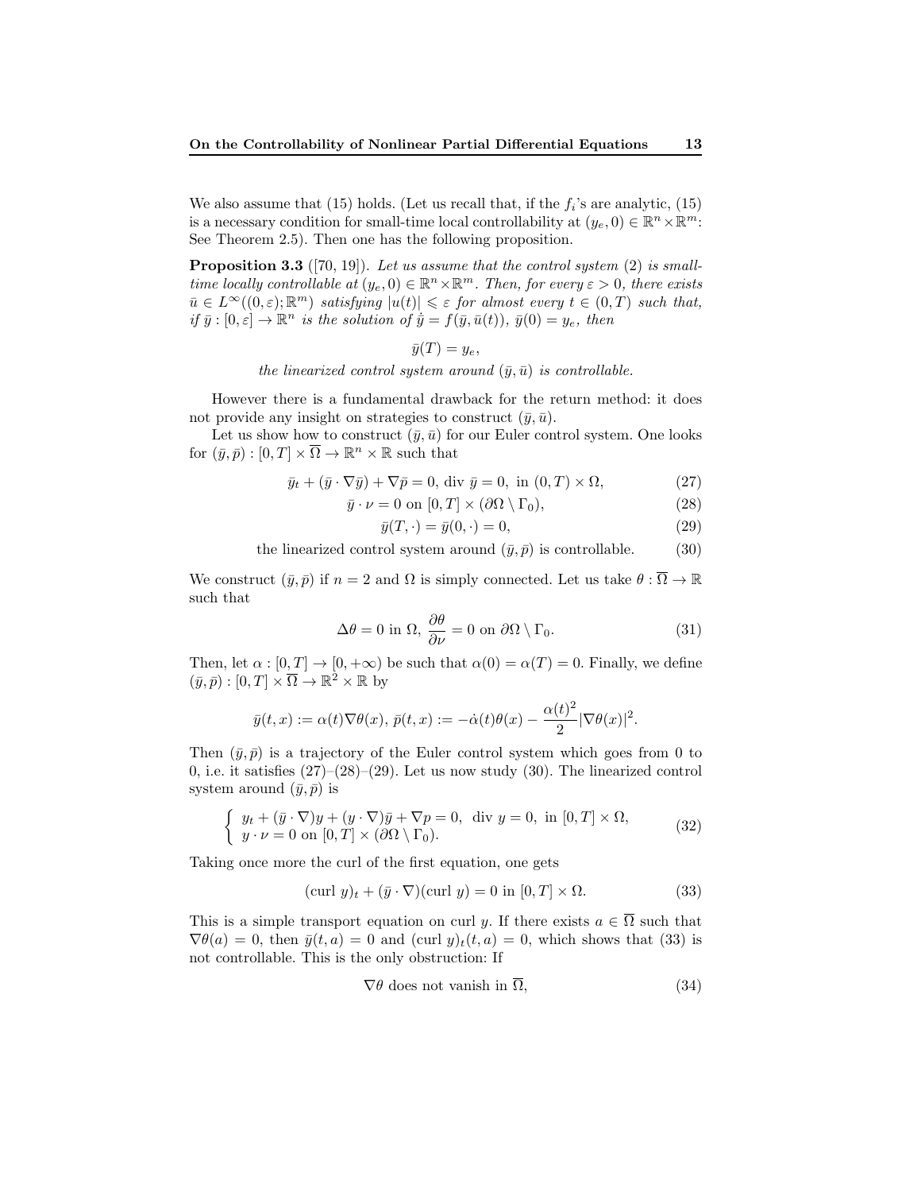We also assume that (15) holds. (Let us recall that, if the $f_i$'s are analytic, (15) is a necessary condition for small-time local controllability at $(y_e, 0) \in \mathbb{R}^n \times \mathbb{R}^m$: See Theorem 2.5). Then one has the following proposition.

**Proposition 3.3** ([70, 19]). *Let us assume that the control system (2) is small-time locally controllable at $(y_e, 0) \in \mathbb{R}^n \times \mathbb{R}^m$. Then, for every $\varepsilon > 0$, there exists $\bar{u} \in L^\infty((0, \varepsilon); \mathbb{R}^m)$ satisfying $|u(t)| \leqslant \varepsilon$ for almost every $t \in (0, T)$ such that, if $\bar{y} : [0, \varepsilon] \to \mathbb{R}^n$ is the solution of $\dot{\bar{y}} = f(\bar{y}, \bar{u}(t))$, $\bar{y}(0) = y_e$, then*

$$\bar{y}(T) = y_e,$$

*the linearized control system around $(\bar{y}, \bar{u})$ is controllable.*

However there is a fundamental drawback for the return method: it does not provide any insight on strategies to construct $(\bar{y}, \bar{u})$.

Let us show how to construct $(\bar{y}, \bar{u})$ for our Euler control system. One looks for $(\bar{y}, \bar{p}) : [0, T] \times \overline{\Omega} \to \mathbb{R}^n \times \mathbb{R}$ such that

$$\bar{y}_t + (\bar{y} \cdot \nabla \bar{y}) + \nabla \bar{p} = 0, \text{ div } \bar{y} = 0, \text{ in } (0, T) \times \Omega, \tag{27}$$

$$\bar{y} \cdot \nu = 0 \text{ on } [0, T] \times (\partial\Omega \setminus \Gamma_0), \tag{28}$$

$$\bar{y}(T, \cdot) = \bar{y}(0, \cdot) = 0, \tag{29}$$

$$\text{the linearized control system around } (\bar{y}, \bar{p}) \text{ is controllable.} \tag{30}$$

We construct $(\bar{y}, \bar{p})$ if $n = 2$ and $\Omega$ is simply connected. Let us take $\theta : \overline{\Omega} \to \mathbb{R}$ such that

$$\Delta\theta = 0 \text{ in } \Omega, \ \frac{\partial \theta}{\partial \nu} = 0 \text{ on } \partial\Omega \setminus \Gamma_0. \tag{31}$$

Then, let $\alpha : [0, T] \to [0, +\infty)$ be such that $\alpha(0) = \alpha(T) = 0$. Finally, we define $(\bar{y}, \bar{p}) : [0, T] \times \overline{\Omega} \to \mathbb{R}^2 \times \mathbb{R}$ by

$$\bar{y}(t, x) := \alpha(t) \nabla\theta(x), \ \bar{p}(t, x) := -\dot{\alpha}(t)\theta(x) - \frac{\alpha(t)^2}{2} |\nabla\theta(x)|^2.$$

Then $(\bar{y}, \bar{p})$ is a trajectory of the Euler control system which goes from 0 to 0, i.e. it satisfies (27)–(28)–(29). Let us now study (30). The linearized control system around $(\bar{y}, \bar{p})$ is

$$\begin{cases} y_t + (\bar{y} \cdot \nabla) y + (y \cdot \nabla)\bar{y} + \nabla p = 0, \ \text{ div } y = 0, \text{ in } [0, T] \times \Omega, \\ y \cdot \nu = 0 \text{ on } [0, T] \times (\partial\Omega \setminus \Gamma_0). \end{cases} \tag{32}$$

Taking once more the curl of the first equation, one gets

$$(\text{curl } y)_t + (\bar{y} \cdot \nabla)(\text{curl } y) = 0 \text{ in } [0, T] \times \Omega. \tag{33}$$

This is a simple transport equation on curl $y$. If there exists $a \in \overline{\Omega}$ such that $\nabla\theta(a) = 0$, then $\bar{y}(t, a) = 0$ and $(\text{curl } y)_t(t, a) = 0$, which shows that (33) is not controllable. This is the only obstruction: If

$$\nabla\theta \text{ does not vanish in } \overline{\Omega}, \tag{34}$$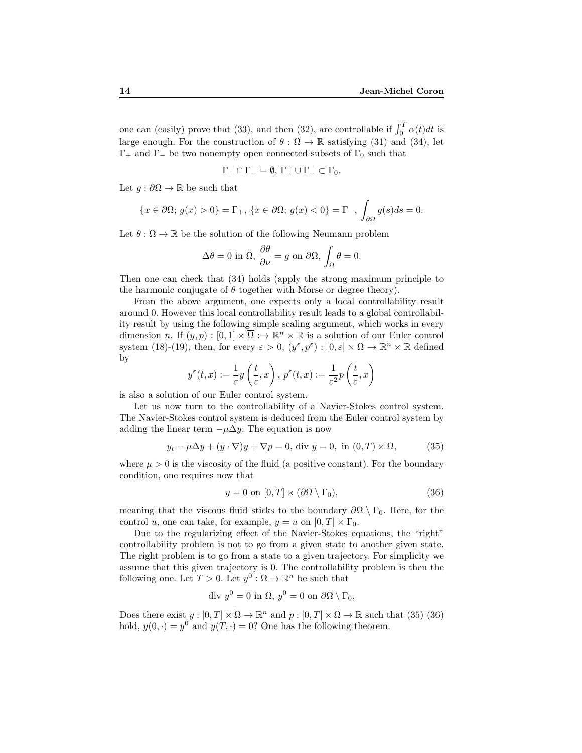one can (easily) prove that (33), and then (32), are controllable if $\int_0^T \alpha(t)dt$ is large enough. For the construction of $\theta : \overline{\Omega} \to \mathbb{R}$ satisfying (31) and (34), let $\Gamma_+$ and $\Gamma_-$ be two nonempty open connected subsets of $\Gamma_0$ such that

$$\overline{\Gamma_+} \cap \overline{\Gamma_-} = \emptyset,\ \overline{\Gamma_+} \cup \overline{\Gamma_-} \subset \Gamma_0.$$

Let $g : \partial\Omega \to \mathbb{R}$ be such that

$$\{x \in \partial\Omega;\ g(x) > 0\} = \Gamma_+,\ \{x \in \partial\Omega;\ g(x) < 0\} = \Gamma_-,\ \int_{\partial\Omega} g(s)ds = 0.$$

Let $\theta : \overline{\Omega} \to \mathbb{R}$ be the solution of the following Neumann problem

$$\Delta\theta = 0 \text{ in } \Omega,\ \frac{\partial\theta}{\partial\nu} = g \text{ on } \partial\Omega,\ \int_\Omega \theta = 0.$$

Then one can check that (34) holds (apply the strong maximum principle to the harmonic conjugate of $\theta$ together with Morse or degree theory).

From the above argument, one expects only a local controllability result around 0. However this local controllability result leads to a global controllability result by using the following simple scaling argument, which works in every dimension $n$. If $(y,p) : [0,1] \times \overline{\Omega} :\to \mathbb{R}^n \times \mathbb{R}$ is a solution of our Euler control system (18)-(19), then, for every $\varepsilon > 0$, $(y^\varepsilon, p^\varepsilon) : [0,\varepsilon] \times \overline{\Omega} \to \mathbb{R}^n \times \mathbb{R}$ defined by

$$y^\varepsilon(t,x) := \frac{1}{\varepsilon} y\left(\frac{t}{\varepsilon}, x\right),\ p^\varepsilon(t,x) := \frac{1}{\varepsilon^2} p\left(\frac{t}{\varepsilon}, x\right)$$

is also a solution of our Euler control system.

Let us now turn to the controllability of a Navier-Stokes control system. The Navier-Stokes control system is deduced from the Euler control system by adding the linear term $-\mu\Delta y$: The equation is now

$$y_t - \mu\Delta y + (y \cdot \nabla)y + \nabla p = 0,\ \text{div } y = 0, \text{ in } (0,T) \times \Omega, \tag{35}$$

where $\mu > 0$ is the viscosity of the fluid (a positive constant). For the boundary condition, one requires now that

$$y = 0 \text{ on } [0,T] \times (\partial\Omega \setminus \Gamma_0), \tag{36}$$

meaning that the viscous fluid sticks to the boundary $\partial\Omega \setminus \Gamma_0$. Here, for the control $u$, one can take, for example, $y = u$ on $[0,T] \times \Gamma_0$.

Due to the regularizing effect of the Navier-Stokes equations, the "right" controllability problem is not to go from a given state to another given state. The right problem is to go from a state to a given trajectory. For simplicity we assume that this given trajectory is 0. The controllability problem is then the following one. Let $T > 0$. Let $y^0 : \overline{\Omega} \to \mathbb{R}^n$ be such that

$$\text{div } y^0 = 0 \text{ in } \Omega,\ y^0 = 0 \text{ on } \partial\Omega \setminus \Gamma_0,$$

Does there exist $y : [0,T] \times \overline{\Omega} \to \mathbb{R}^n$ and $p : [0,T] \times \overline{\Omega} \to \mathbb{R}$ such that (35) (36) hold, $y(0,\cdot) = y^0$ and $y(T,\cdot) = 0$? One has the following theorem.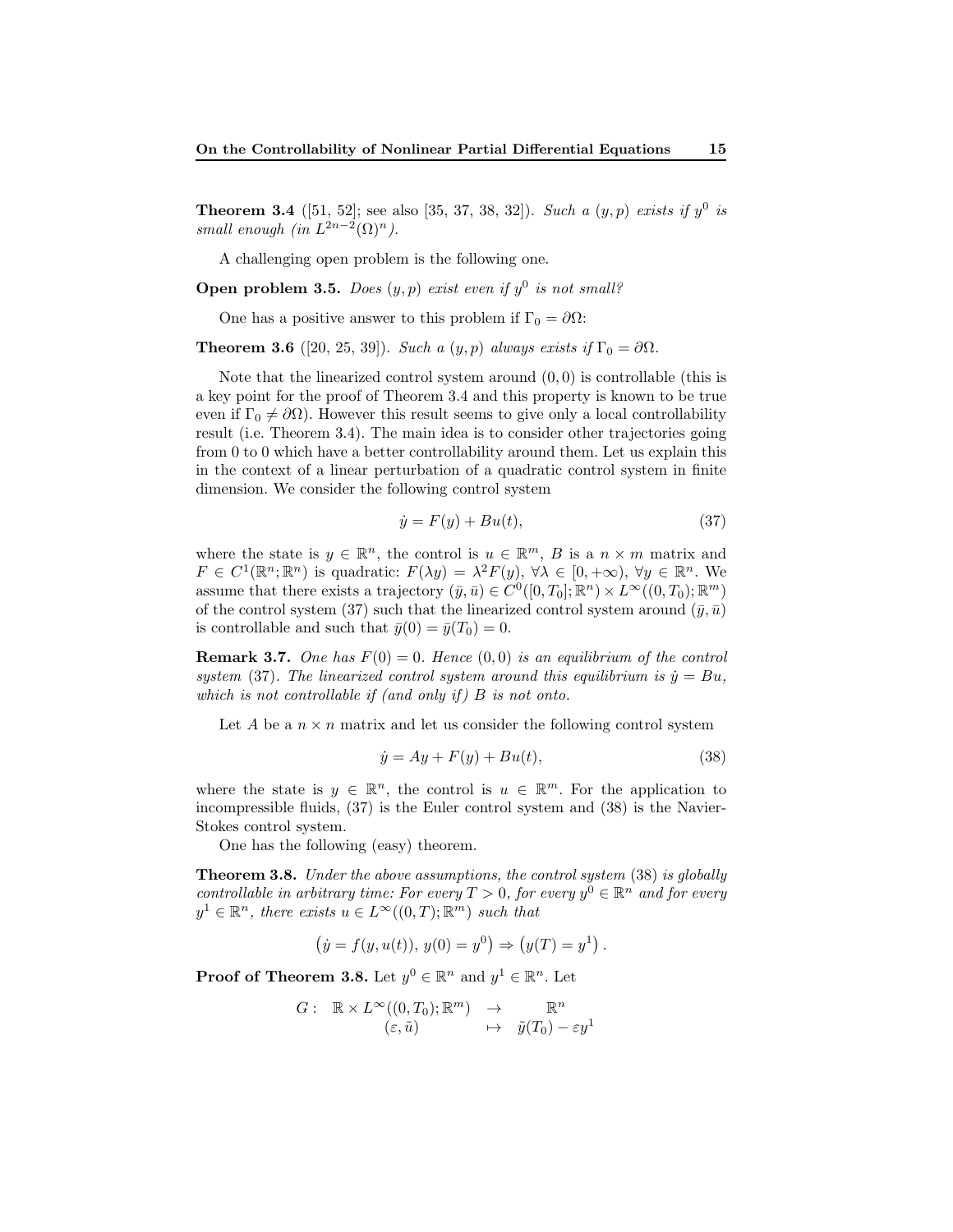**Theorem 3.4** ([51, 52]; see also [35, 37, 38, 32]). *Such a $(y,p)$ exists if $y^0$ is small enough (in $L^{2n-2}(\Omega)^n$).*

A challenging open problem is the following one.

**Open problem 3.5.** *Does $(y,p)$ exist even if $y^0$ is not small?*

One has a positive answer to this problem if $\Gamma_0 = \partial\Omega$:

**Theorem 3.6** ([20, 25, 39]). *Such a $(y,p)$ always exists if $\Gamma_0 = \partial\Omega$.*

Note that the linearized control system around $(0,0)$ is controllable (this is a key point for the proof of Theorem 3.4 and this property is known to be true even if $\Gamma_0 \neq \partial\Omega$). However this result seems to give only a local controllability result (i.e. Theorem 3.4). The main idea is to consider other trajectories going from 0 to 0 which have a better controllability around them. Let us explain this in the context of a linear perturbation of a quadratic control system in finite dimension. We consider the following control system

$$\dot{y} = F(y) + Bu(t), \tag{37}$$

where the state is $y \in \mathbb{R}^n$, the control is $u \in \mathbb{R}^m$, $B$ is a $n \times m$ matrix and $F \in C^1(\mathbb{R}^n; \mathbb{R}^n)$ is quadratic: $F(\lambda y) = \lambda^2 F(y)$, $\forall \lambda \in [0, +\infty)$, $\forall y \in \mathbb{R}^n$. We assume that there exists a trajectory $(\bar{y}, \bar{u}) \in C^0([0, T_0]; \mathbb{R}^n) \times L^\infty((0, T_0); \mathbb{R}^m)$ of the control system (37) such that the linearized control system around $(\bar{y}, \bar{u})$ is controllable and such that $\bar{y}(0) = \bar{y}(T_0) = 0$.

**Remark 3.7.** *One has $F(0) = 0$. Hence $(0,0)$ is an equilibrium of the control system (37). The linearized control system around this equilibrium is $\dot{y} = Bu$, which is not controllable if (and only if) $B$ is not onto.*

Let $A$ be a $n \times n$ matrix and let us consider the following control system

$$\dot{y} = Ay + F(y) + Bu(t), \tag{38}$$

where the state is $y \in \mathbb{R}^n$, the control is $u \in \mathbb{R}^m$. For the application to incompressible fluids, (37) is the Euler control system and (38) is the Navier-Stokes control system.

One has the following (easy) theorem.

**Theorem 3.8.** *Under the above assumptions, the control system (38) is globally controllable in arbitrary time: For every $T > 0$, for every $y^0 \in \mathbb{R}^n$ and for every $y^1 \in \mathbb{R}^n$, there exists $u \in L^\infty((0,T); \mathbb{R}^m)$ such that*

$$\left(\dot{y} = f(y, u(t)),\, y(0) = y^0\right) \Rightarrow \left(y(T) = y^1\right).$$

**Proof of Theorem 3.8.** Let $y^0 \in \mathbb{R}^n$ and $y^1 \in \mathbb{R}^n$. Let

$$\begin{array}{rccc} G: & \mathbb{R} \times L^\infty((0, T_0); \mathbb{R}^m) & \to & \mathbb{R}^n \\ & (\varepsilon, \tilde{u}) & \mapsto & \tilde{y}(T_0) - \varepsilon y^1 \end{array}$$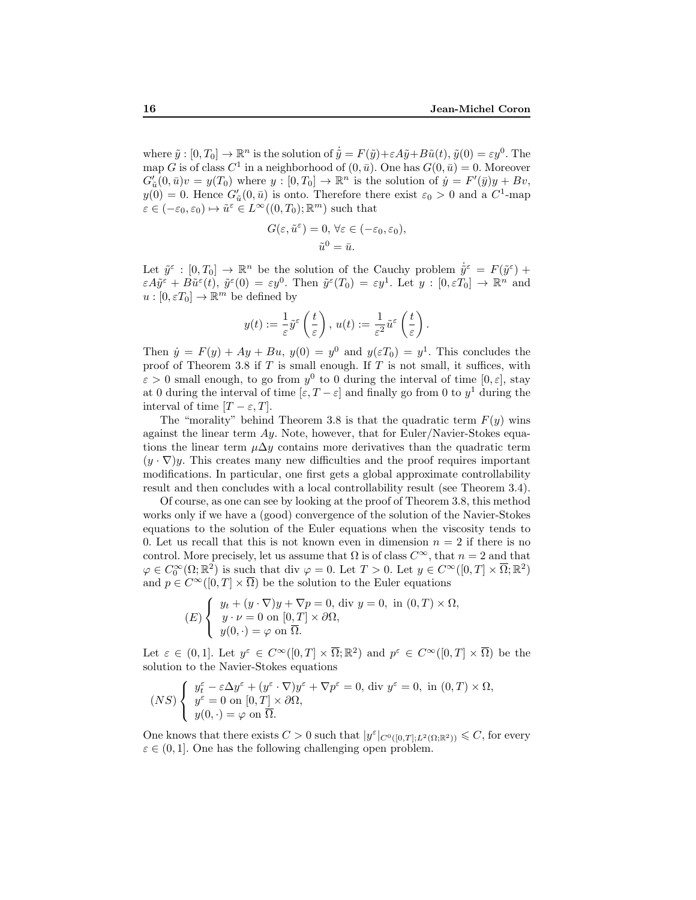where $\tilde{y} : [0, T_0] \to \mathbb{R}^n$ is the solution of $\dot{\tilde{y}} = F(\tilde{y}) + \varepsilon A\tilde{y} + B\tilde{u}(t)$, $\tilde{y}(0) = \varepsilon y^0$. The map $G$ is of class $C^1$ in a neighborhood of $(0, \bar{u})$. One has $G(0, \bar{u}) = 0$. Moreover $G'_{\tilde{u}}(0, \bar{u})v = y(T_0)$ where $y : [0, T_0] \to \mathbb{R}^n$ is the solution of $\dot{y} = F'(\bar{y})y + Bv$, $y(0) = 0$. Hence $G'_{\tilde{u}}(0, \bar{u})$ is onto. Therefore there exist $\varepsilon_0 > 0$ and a $C^1$-map $\varepsilon \in (-\varepsilon_0, \varepsilon_0) \mapsto \tilde{u}^\varepsilon \in L^\infty((0, T_0); \mathbb{R}^m)$ such that

$$G(\varepsilon, \tilde{u}^\varepsilon) = 0, \ \forall \varepsilon \in (-\varepsilon_0, \varepsilon_0),$$
$$\tilde{u}^0 = \bar{u}.$$

Let $\tilde{y}^\varepsilon : [0, T_0] \to \mathbb{R}^n$ be the solution of the Cauchy problem $\dot{\tilde{y}}^\varepsilon = F(\tilde{y}^\varepsilon) + \varepsilon A\tilde{y}^\varepsilon + B\tilde{u}^\varepsilon(t)$, $\tilde{y}^\varepsilon(0) = \varepsilon y^0$. Then $\tilde{y}^\varepsilon(T_0) = \varepsilon y^1$. Let $y : [0, \varepsilon T_0] \to \mathbb{R}^n$ and $u : [0, \varepsilon T_0] \to \mathbb{R}^m$ be defined by

$$y(t) := \frac{1}{\varepsilon}\tilde{y}^\varepsilon\left(\frac{t}{\varepsilon}\right), \ u(t) := \frac{1}{\varepsilon^2}\tilde{u}^\varepsilon\left(\frac{t}{\varepsilon}\right).$$

Then $\dot{y} = F(y) + Ay + Bu$, $y(0) = y^0$ and $y(\varepsilon T_0) = y^1$. This concludes the proof of Theorem 3.8 if $T$ is small enough. If $T$ is not small, it suffices, with $\varepsilon > 0$ small enough, to go from $y^0$ to 0 during the interval of time $[0, \varepsilon]$, stay at 0 during the interval of time $[\varepsilon, T - \varepsilon]$ and finally go from 0 to $y^1$ during the interval of time $[T - \varepsilon, T]$.

The "morality" behind Theorem 3.8 is that the quadratic term $F(y)$ wins against the linear term $Ay$. Note, however, that for Euler/Navier-Stokes equations the linear term $\mu\Delta y$ contains more derivatives than the quadratic term $(y \cdot \nabla)y$. This creates many new difficulties and the proof requires important modifications. In particular, one first gets a global approximate controllability result and then concludes with a local controllability result (see Theorem 3.4).

Of course, as one can see by looking at the proof of Theorem 3.8, this method works only if we have a (good) convergence of the solution of the Navier-Stokes equations to the solution of the Euler equations when the viscosity tends to 0. Let us recall that this is not known even in dimension $n = 2$ if there is no control. More precisely, let us assume that $\Omega$ is of class $C^\infty$, that $n = 2$ and that $\varphi \in C_0^\infty(\Omega; \mathbb{R}^2)$ is such that div $\varphi = 0$. Let $T > 0$. Let $y \in C^\infty([0, T] \times \overline{\Omega}; \mathbb{R}^2)$ and $p \in C^\infty([0, T] \times \overline{\Omega})$ be the solution to the Euler equations

$$(E) \left\{ \begin{array}{l} y_t + (y \cdot \nabla)y + \nabla p = 0, \text{ div } y = 0, \text{ in } (0, T) \times \Omega, \\ y \cdot \nu = 0 \text{ on } [0, T] \times \partial\Omega, \\ y(0, \cdot) = \varphi \text{ on } \overline{\Omega}. \end{array} \right.$$

Let $\varepsilon \in (0, 1]$. Let $y^\varepsilon \in C^\infty([0, T] \times \overline{\Omega}; \mathbb{R}^2)$ and $p^\varepsilon \in C^\infty([0, T] \times \overline{\Omega})$ be the solution to the Navier-Stokes equations

$$(NS) \left\{ \begin{array}{l} y_t^\varepsilon - \varepsilon\Delta y^\varepsilon + (y^\varepsilon \cdot \nabla)y^\varepsilon + \nabla p^\varepsilon = 0, \text{ div } y^\varepsilon = 0, \text{ in } (0, T) \times \Omega, \\ y^\varepsilon = 0 \text{ on } [0, T] \times \partial\Omega, \\ y(0, \cdot) = \varphi \text{ on } \overline{\Omega}. \end{array} \right.$$

One knows that there exists $C > 0$ such that $|y^\varepsilon|_{C^0([0,T]; L^2(\Omega;\mathbb{R}^2))} \leqslant C$, for every $\varepsilon \in (0, 1]$. One has the following challenging open problem.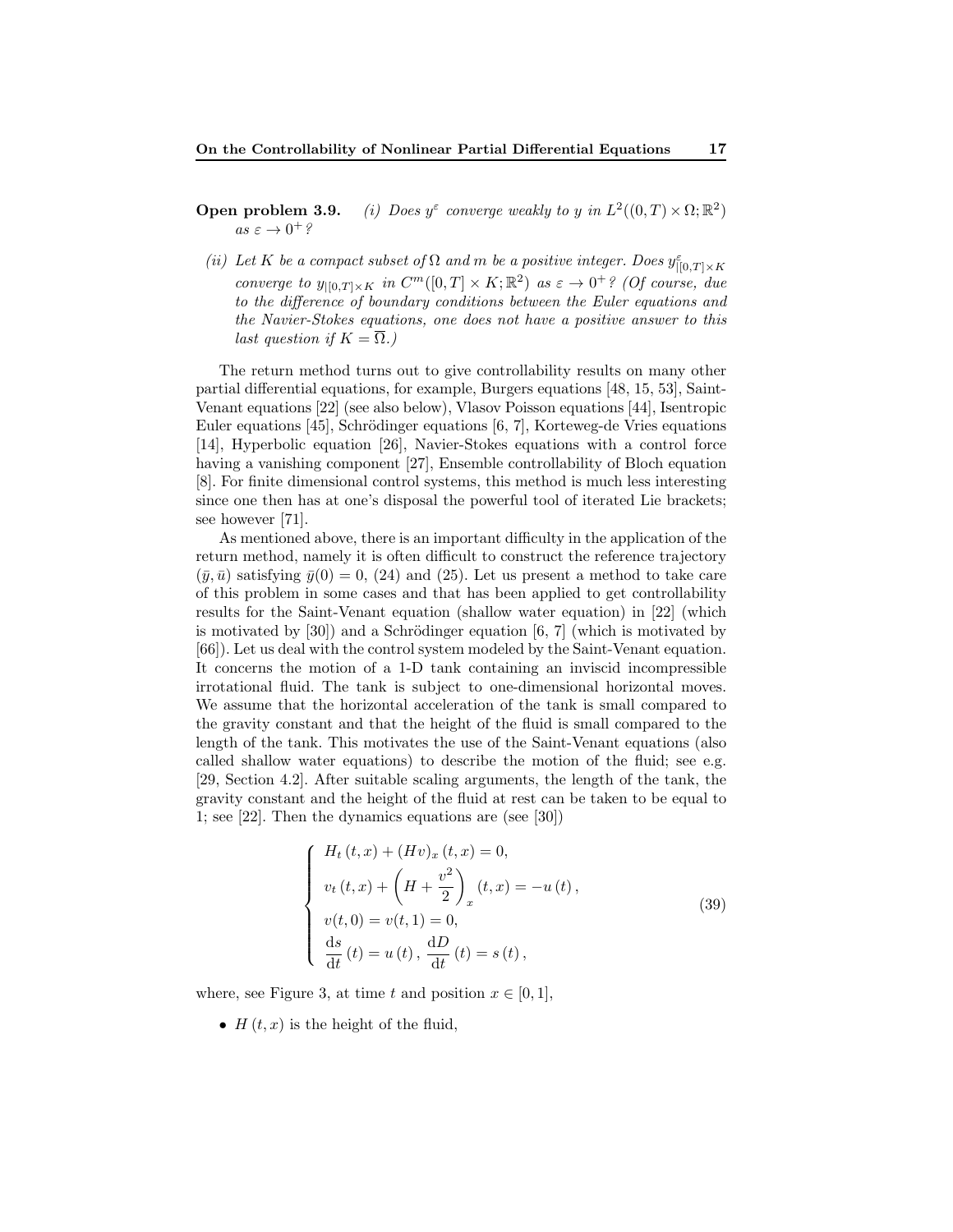**Open problem 3.9.** *(i) Does $y^\varepsilon$ converge weakly to $y$ in $L^2((0,T)\times\Omega;\mathbb{R}^2)$ as $\varepsilon \to 0^+$?*

*(ii) Let $K$ be a compact subset of $\Omega$ and $m$ be a positive integer. Does $y^\varepsilon_{|[0,T]\times K}$ converge to $y_{|[0,T]\times K}$ in $C^m([0,T]\times K;\mathbb{R}^2)$ as $\varepsilon \to 0^+$? (Of course, due to the difference of boundary conditions between the Euler equations and the Navier-Stokes equations, one does not have a positive answer to this last question if $K = \overline{\Omega}$.)*

The return method turns out to give controllability results on many other partial differential equations, for example, Burgers equations [48, 15, 53], Saint-Venant equations [22] (see also below), Vlasov Poisson equations [44], Isentropic Euler equations [45], Schrödinger equations [6, 7], Korteweg-de Vries equations [14], Hyperbolic equation [26], Navier-Stokes equations with a control force having a vanishing component [27], Ensemble controllability of Bloch equation [8]. For finite dimensional control systems, this method is much less interesting since one then has at one's disposal the powerful tool of iterated Lie brackets; see however [71].

As mentioned above, there is an important difficulty in the application of the return method, namely it is often difficult to construct the reference trajectory $(\bar{y},\bar{u})$ satisfying $\bar{y}(0)=0$, (24) and (25). Let us present a method to take care of this problem in some cases and that has been applied to get controllability results for the Saint-Venant equation (shallow water equation) in [22] (which is motivated by [30]) and a Schrödinger equation [6, 7] (which is motivated by [66]). Let us deal with the control system modeled by the Saint-Venant equation. It concerns the motion of a 1-D tank containing an inviscid incompressible irrotational fluid. The tank is subject to one-dimensional horizontal moves. We assume that the horizontal acceleration of the tank is small compared to the gravity constant and that the height of the fluid is small compared to the length of the tank. This motivates the use of the Saint-Venant equations (also called shallow water equations) to describe the motion of the fluid; see e.g. [29, Section 4.2]. After suitable scaling arguments, the length of the tank, the gravity constant and the height of the fluid at rest can be taken to be equal to 1; see [22]. Then the dynamics equations are (see [30])

$$
\left\{
\begin{array}{l}
H_t\,(t,x) + (Hv)_x\,(t,x) = 0,\\[4pt]
v_t\,(t,x) + \left(H + \dfrac{v^2}{2}\right)_x (t,x) = -u\,(t)\,,\\[4pt]
v(t,0) = v(t,1) = 0,\\[4pt]
\dfrac{\mathrm{d}s}{\mathrm{d}t}\,(t) = u\,(t)\,,\;\dfrac{\mathrm{d}D}{\mathrm{d}t}\,(t) = s\,(t)\,,
\end{array}
\right.
\tag{39}
$$

where, see Figure 3, at time $t$ and position $x \in [0,1]$,

- $H\,(t,x)$ is the height of the fluid,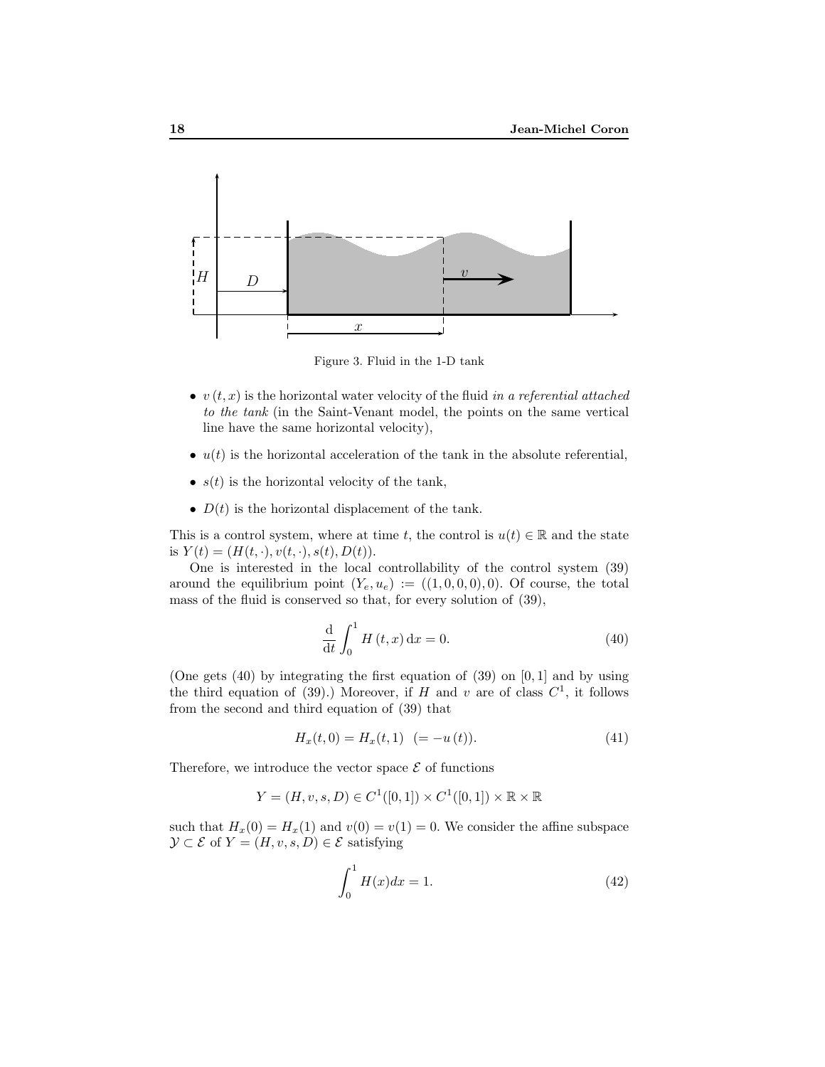Figure 3. Fluid in the 1-D tank

- $v(t,x)$ is the horizontal water velocity of the fluid *in a referential attached to the tank* (in the Saint-Venant model, the points on the same vertical line have the same horizontal velocity),
- $u(t)$ is the horizontal acceleration of the tank in the absolute referential,
- $s(t)$ is the horizontal velocity of the tank,
- $D(t)$ is the horizontal displacement of the tank.

This is a control system, where at time $t$, the control is $u(t) \in \mathbb{R}$ and the state is $Y(t) = (H(t,\cdot), v(t,\cdot), s(t), D(t))$.

One is interested in the local controllability of the control system (39) around the equilibrium point $(Y_e, u_e) := ((1,0,0,0),0)$. Of course, the total mass of the fluid is conserved so that, for every solution of (39),

$$\frac{\mathrm{d}}{\mathrm{d}t}\int_0^1 H(t,x)\,\mathrm{d}x = 0. \tag{40}$$

(One gets (40) by integrating the first equation of (39) on $[0,1]$ and by using the third equation of (39).) Moreover, if $H$ and $v$ are of class $C^1$, it follows from the second and third equation of (39) that

$$H_x(t,0) = H_x(t,1) \ \ (= -u(t)). \tag{41}$$

Therefore, we introduce the vector space $\mathcal{E}$ of functions

$$Y = (H, v, s, D) \in C^1([0,1]) \times C^1([0,1]) \times \mathbb{R} \times \mathbb{R}$$

such that $H_x(0) = H_x(1)$ and $v(0) = v(1) = 0$. We consider the affine subspace $\mathcal{Y} \subset \mathcal{E}$ of $Y = (H, v, s, D) \in \mathcal{E}$ satisfying

$$\int_0^1 H(x)dx = 1. \tag{42}$$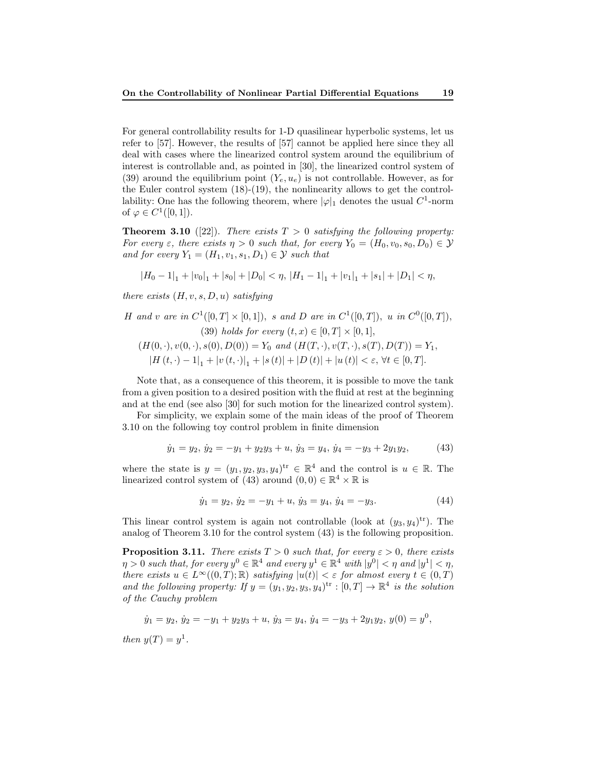For general controllability results for 1-D quasilinear hyperbolic systems, let us refer to [57]. However, the results of [57] cannot be applied here since they all deal with cases where the linearized control system around the equilibrium of interest is controllable and, as pointed in [30], the linearized control system of (39) around the equilibrium point $(Y_e, u_e)$ is not controllable. However, as for the Euler control system (18)-(19), the nonlinearity allows to get the controllability: One has the following theorem, where $|\varphi|_1$ denotes the usual $C^1$-norm of $\varphi \in C^1([0,1])$.

**Theorem 3.10** ([22]). *There exists $T > 0$ satisfying the following property: For every $\varepsilon$, there exists $\eta > 0$ such that, for every $Y_0 = (H_0, v_0, s_0, D_0) \in \mathcal{Y}$ and for every $Y_1 = (H_1, v_1, s_1, D_1) \in \mathcal{Y}$ such that*

$$|H_0 - 1|_1 + |v_0|_1 + |s_0| + |D_0| < \eta,\ |H_1 - 1|_1 + |v_1|_1 + |s_1| + |D_1| < \eta,$$

*there exists $(H, v, s, D, u)$ satisfying*

$$H \text{ and } v \text{ are in } C^1([0,T] \times [0,1]),\ s \text{ and } D \text{ are in } C^1([0,T]),\ u \text{ in } C^0([0,T]),$$
$$(39) \text{ holds for every } (t,x) \in [0,T] \times [0,1],$$
$$(H(0,\cdot), v(0,\cdot), s(0), D(0)) = Y_0 \text{ and } (H(T,\cdot), v(T,\cdot), s(T), D(T)) = Y_1,$$
$$|H(t,\cdot) - 1|_1 + |v(t,\cdot)|_1 + |s(t)| + |D(t)| + |u(t)| < \varepsilon,\ \forall t \in [0,T].$$

Note that, as a consequence of this theorem, it is possible to move the tank from a given position to a desired position with the fluid at rest at the beginning and at the end (see also [30] for such motion for the linearized control system).

For simplicity, we explain some of the main ideas of the proof of Theorem 3.10 on the following toy control problem in finite dimension

$$\dot{y}_1 = y_2,\ \dot{y}_2 = -y_1 + y_2 y_3 + u,\ \dot{y}_3 = y_4,\ \dot{y}_4 = -y_3 + 2y_1 y_2, \tag{43}$$

where the state is $y = (y_1, y_2, y_3, y_4)^{\text{tr}} \in \mathbb{R}^4$ and the control is $u \in \mathbb{R}$. The linearized control system of (43) around $(0,0) \in \mathbb{R}^4 \times \mathbb{R}$ is

$$\dot{y}_1 = y_2,\ \dot{y}_2 = -y_1 + u,\ \dot{y}_3 = y_4,\ \dot{y}_4 = -y_3. \tag{44}$$

This linear control system is again not controllable (look at $(y_3, y_4)^{\text{tr}}$). The analog of Theorem 3.10 for the control system (43) is the following proposition.

**Proposition 3.11.** *There exists $T > 0$ such that, for every $\varepsilon > 0$, there exists $\eta > 0$ such that, for every $y^0 \in \mathbb{R}^4$ and every $y^1 \in \mathbb{R}^4$ with $|y^0| < \eta$ and $|y^1| < \eta$, there exists $u \in L^\infty((0,T);\mathbb{R})$ satisfying $|u(t)| < \varepsilon$ for almost every $t \in (0,T)$ and the following property: If $y = (y_1, y_2, y_3, y_4)^{\text{tr}} : [0,T] \to \mathbb{R}^4$ is the solution of the Cauchy problem*

$$\dot{y}_1 = y_2,\ \dot{y}_2 = -y_1 + y_2 y_3 + u,\ \dot{y}_3 = y_4,\ \dot{y}_4 = -y_3 + 2y_1 y_2,\ y(0) = y^0,$$

*then $y(T) = y^1$.*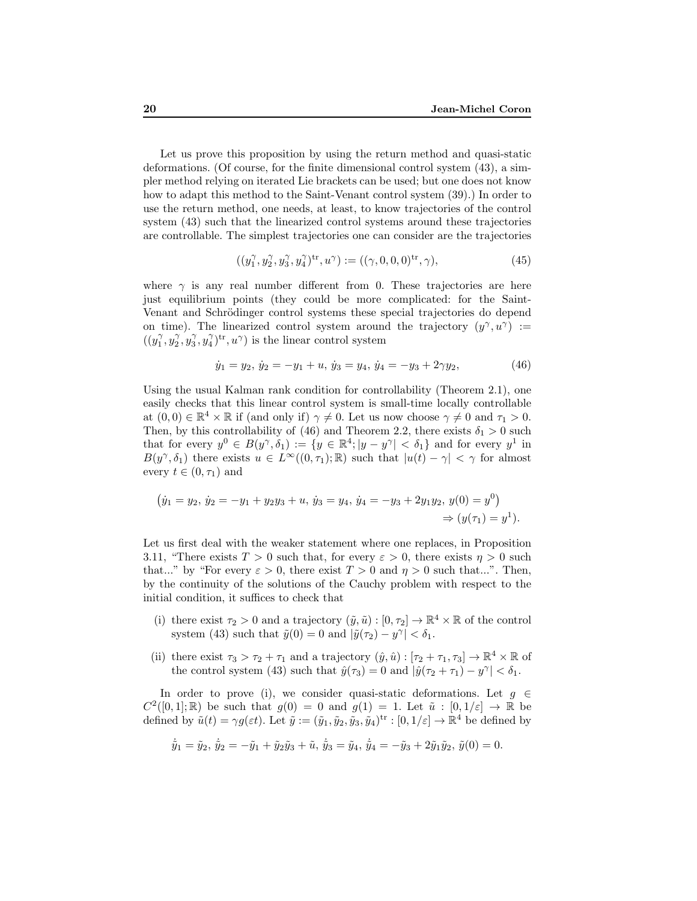Let us prove this proposition by using the return method and quasi-static deformations. (Of course, for the finite dimensional control system (43), a simpler method relying on iterated Lie brackets can be used; but one does not know how to adapt this method to the Saint-Venant control system (39).) In order to use the return method, one needs, at least, to know trajectories of the control system (43) such that the linearized control systems around these trajectories are controllable. The simplest trajectories one can consider are the trajectories

$$((y_1^\gamma, y_2^\gamma, y_3^\gamma, y_4^\gamma)^{\mathrm{tr}}, u^\gamma) := ((\gamma, 0, 0, 0)^{\mathrm{tr}}, \gamma), \tag{45}$$

where $\gamma$ is any real number different from 0. These trajectories are here just equilibrium points (they could be more complicated: for the Saint-Venant and Schrödinger control systems these special trajectories do depend on time). The linearized control system around the trajectory $(y^\gamma, u^\gamma) := ((y_1^\gamma, y_2^\gamma, y_3^\gamma, y_4^\gamma)^{\mathrm{tr}}, u^\gamma)$ is the linear control system

$$\dot{y}_1 = y_2,\, \dot{y}_2 = -y_1 + u,\, \dot{y}_3 = y_4,\, \dot{y}_4 = -y_3 + 2\gamma y_2, \tag{46}$$

Using the usual Kalman rank condition for controllability (Theorem 2.1), one easily checks that this linear control system is small-time locally controllable at $(0,0) \in \mathbb{R}^4 \times \mathbb{R}$ if (and only if) $\gamma \neq 0$. Let us now choose $\gamma \neq 0$ and $\tau_1 > 0$. Then, by this controllability of (46) and Theorem 2.2, there exists $\delta_1 > 0$ such that for every $y^0 \in B(y^\gamma, \delta_1) := \{y \in \mathbb{R}^4; |y - y^\gamma| < \delta_1\}$ and for every $y^1$ in $B(y^\gamma, \delta_1)$ there exists $u \in L^\infty((0,\tau_1);\mathbb{R})$ such that $|u(t) - \gamma| < \gamma$ for almost every $t \in (0, \tau_1)$ and

$$\begin{aligned}\big(\dot{y}_1 = y_2,\, \dot{y}_2 = -y_1 + y_2 y_3 + u,\, \dot{y}_3 = y_4,\, \dot{y}_4 = -y_3 + 2y_1 y_2,\, y(0) = y^0\big) \\ \Rightarrow (y(\tau_1) = y^1).\end{aligned}$$

Let us first deal with the weaker statement where one replaces, in Proposition 3.11, "There exists $T > 0$ such that, for every $\varepsilon > 0$, there exists $\eta > 0$ such that..." by "For every $\varepsilon > 0$, there exist $T > 0$ and $\eta > 0$ such that...". Then, by the continuity of the solutions of the Cauchy problem with respect to the initial condition, it suffices to check that

- (i) there exist $\tau_2 > 0$ and a trajectory $(\tilde{y}, \tilde{u}) : [0, \tau_2] \to \mathbb{R}^4 \times \mathbb{R}$ of the control system (43) such that $\tilde{y}(0) = 0$ and $|\tilde{y}(\tau_2) - y^\gamma| < \delta_1$.
- (ii) there exist $\tau_3 > \tau_2 + \tau_1$ and a trajectory $(\hat{y}, \hat{u}) : [\tau_2 + \tau_1, \tau_3] \to \mathbb{R}^4 \times \mathbb{R}$ of the control system (43) such that $\hat{y}(\tau_3) = 0$ and $|\hat{y}(\tau_2 + \tau_1) - y^\gamma| < \delta_1$.

In order to prove (i), we consider quasi-static deformations. Let $g \in C^2([0,1];\mathbb{R})$ be such that $g(0) = 0$ and $g(1) = 1$. Let $\tilde{u} : [0, 1/\varepsilon] \to \mathbb{R}$ be defined by $\tilde{u}(t) = \gamma g(\varepsilon t)$. Let $\tilde{y} := (\tilde{y}_1, \tilde{y}_2, \tilde{y}_3, \tilde{y}_4)^{\mathrm{tr}} : [0, 1/\varepsilon] \to \mathbb{R}^4$ be defined by

$$\dot{\tilde{y}}_1 = \tilde{y}_2,\, \dot{\tilde{y}}_2 = -\tilde{y}_1 + \tilde{y}_2 \tilde{y}_3 + \tilde{u},\, \dot{\tilde{y}}_3 = \tilde{y}_4,\, \dot{\tilde{y}}_4 = -\tilde{y}_3 + 2\tilde{y}_1 \tilde{y}_2,\, \tilde{y}(0) = 0.$$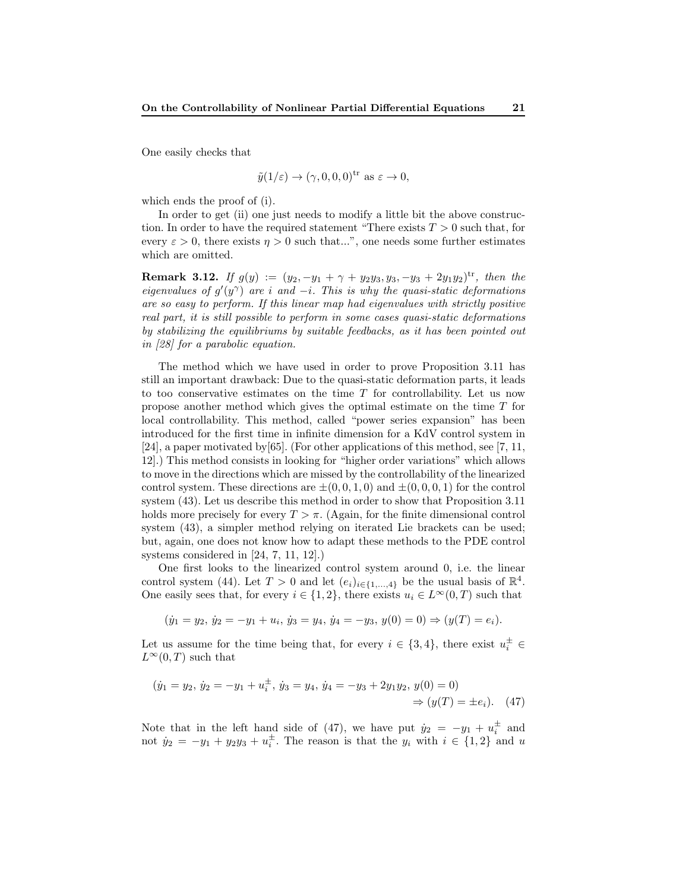One easily checks that

$$\tilde{y}(1/\varepsilon) \to (\gamma, 0, 0, 0)^{\mathrm{tr}} \text{ as } \varepsilon \to 0,$$

which ends the proof of (i).

In order to get (ii) one just needs to modify a little bit the above construction. In order to have the required statement "There exists $T > 0$ such that, for every $\varepsilon > 0$, there exists $\eta > 0$ such that...", one needs some further estimates which are omitted.

**Remark 3.12.** *If $g(y) := (y_2, -y_1 + \gamma + y_2 y_3, y_3, -y_3 + 2y_1 y_2)^{\mathrm{tr}}$, then the eigenvalues of $g'(y^\gamma)$ are $i$ and $-i$. This is why the quasi-static deformations are so easy to perform. If this linear map had eigenvalues with strictly positive real part, it is still possible to perform in some cases quasi-static deformations by stabilizing the equilibriums by suitable feedbacks, as it has been pointed out in [28] for a parabolic equation.*

The method which we have used in order to prove Proposition 3.11 has still an important drawback: Due to the quasi-static deformation parts, it leads to too conservative estimates on the time $T$ for controllability. Let us now propose another method which gives the optimal estimate on the time $T$ for local controllability. This method, called "power series expansion" has been introduced for the first time in infinite dimension for a KdV control system in [24], a paper motivated by[65]. (For other applications of this method, see [7, 11, 12].) This method consists in looking for "higher order variations" which allows to move in the directions which are missed by the controllability of the linearized control system. These directions are $\pm(0,0,1,0)$ and $\pm(0,0,0,1)$ for the control system (43). Let us describe this method in order to show that Proposition 3.11 holds more precisely for every $T > \pi$. (Again, for the finite dimensional control system (43), a simpler method relying on iterated Lie brackets can be used; but, again, one does not know how to adapt these methods to the PDE control systems considered in [24, 7, 11, 12].)

One first looks to the linearized control system around 0, i.e. the linear control system (44). Let $T > 0$ and let $(e_i)_{i \in \{1,\dots,4\}}$ be the usual basis of $\mathbb{R}^4$. One easily sees that, for every $i \in \{1, 2\}$, there exists $u_i \in L^\infty(0,T)$ such that

$$(\dot{y}_1 = y_2,\, \dot{y}_2 = -y_1 + u_i,\, \dot{y}_3 = y_4,\, \dot{y}_4 = -y_3,\, y(0) = 0) \Rightarrow (y(T) = e_i).$$

Let us assume for the time being that, for every $i \in \{3, 4\}$, there exist $u_i^\pm \in L^\infty(0,T)$ such that

$$(\dot{y}_1 = y_2,\, \dot{y}_2 = -y_1 + u_i^\pm,\, \dot{y}_3 = y_4,\, \dot{y}_4 = -y_3 + 2y_1 y_2,\, y(0) = 0) \Rightarrow (y(T) = \pm e_i). \quad (47)$$

Note that in the left hand side of (47), we have put $\dot{y}_2 = -y_1 + u_i^\pm$ and not $\dot{y}_2 = -y_1 + y_2 y_3 + u_i^\pm$. The reason is that the $y_i$ with $i \in \{1, 2\}$ and $u$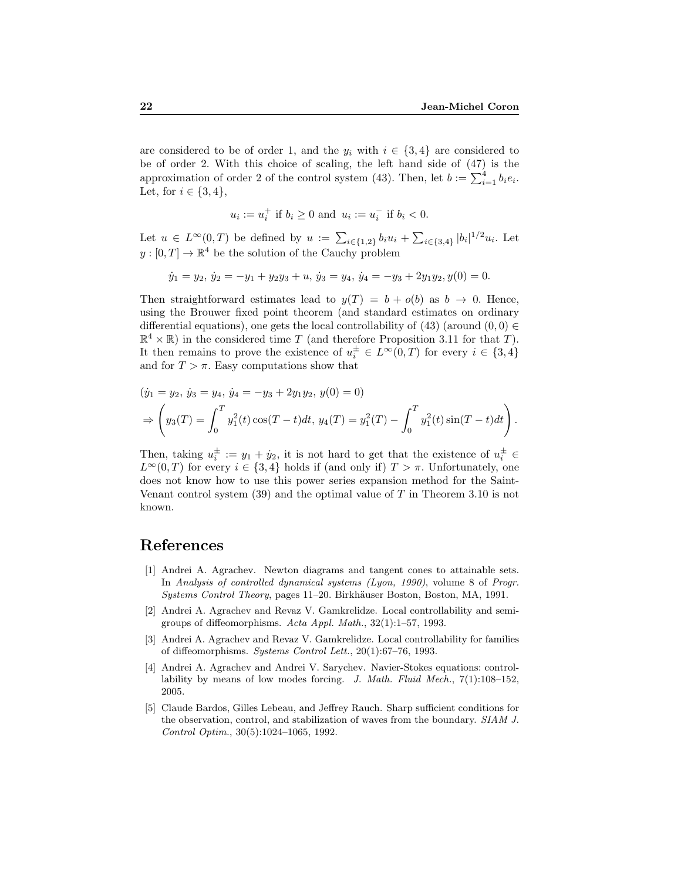are considered to be of order 1, and the $y_i$ with $i \in \{3,4\}$ are considered to be of order 2. With this choice of scaling, the left hand side of (47) is the approximation of order 2 of the control system (43). Then, let $b := \sum_{i=1}^{4} b_i e_i$. Let, for $i \in \{3,4\}$,

$$u_i := u_i^+ \text{ if } b_i \geq 0 \text{ and } u_i := u_i^- \text{ if } b_i < 0.$$

Let $u \in L^\infty(0,T)$ be defined by $u := \sum_{i\in\{1,2\}} b_i u_i + \sum_{i\in\{3,4\}} |b_i|^{1/2} u_i$. Let $y : [0,T] \to \mathbb{R}^4$ be the solution of the Cauchy problem

$$\dot{y}_1 = y_2,\ \dot{y}_2 = -y_1 + y_2 y_3 + u,\ \dot{y}_3 = y_4,\ \dot{y}_4 = -y_3 + 2y_1 y_2, y(0) = 0.$$

Then straightforward estimates lead to $y(T) = b + o(b)$ as $b \to 0$. Hence, using the Brouwer fixed point theorem (and standard estimates on ordinary differential equations), one gets the local controllability of (43) (around $(0,0) \in \mathbb{R}^4 \times \mathbb{R}$) in the considered time $T$ (and therefore Proposition 3.11 for that $T$). It then remains to prove the existence of $u_i^\pm \in L^\infty(0,T)$ for every $i \in \{3,4\}$ and for $T > \pi$. Easy computations show that

$$\begin{aligned}
&(\dot{y}_1 = y_2,\ \dot{y}_3 = y_4,\ \dot{y}_4 = -y_3 + 2y_1 y_2,\ y(0) = 0) \\
&\Rightarrow \left( y_3(T) = \int_0^T y_1^2(t)\cos(T-t)dt,\ y_4(T) = y_1^2(T) - \int_0^T y_1^2(t)\sin(T-t)dt \right).
\end{aligned}$$

Then, taking $u_i^\pm := y_1 + \dot{y}_2$, it is not hard to get that the existence of $u_i^\pm \in L^\infty(0,T)$ for every $i \in \{3,4\}$ holds if (and only if) $T > \pi$. Unfortunately, one does not know how to use this power series expansion method for the Saint-Venant control system (39) and the optimal value of $T$ in Theorem 3.10 is not known.

## References

[1] Andrei A. Agrachev. Newton diagrams and tangent cones to attainable sets. In *Analysis of controlled dynamical systems (Lyon, 1990)*, volume 8 of *Progr. Systems Control Theory*, pages 11–20. Birkhäuser Boston, Boston, MA, 1991.

[2] Andrei A. Agrachev and Revaz V. Gamkrelidze. Local controllability and semigroups of diffeomorphisms. *Acta Appl. Math.*, 32(1):1–57, 1993.

[3] Andrei A. Agrachev and Revaz V. Gamkrelidze. Local controllability for families of diffeomorphisms. *Systems Control Lett.*, 20(1):67–76, 1993.

[4] Andrei A. Agrachev and Andrei V. Sarychev. Navier-Stokes equations: controllability by means of low modes forcing. *J. Math. Fluid Mech.*, 7(1):108–152, 2005.

[5] Claude Bardos, Gilles Lebeau, and Jeffrey Rauch. Sharp sufficient conditions for the observation, control, and stabilization of waves from the boundary. *SIAM J. Control Optim.*, 30(5):1024–1065, 1992.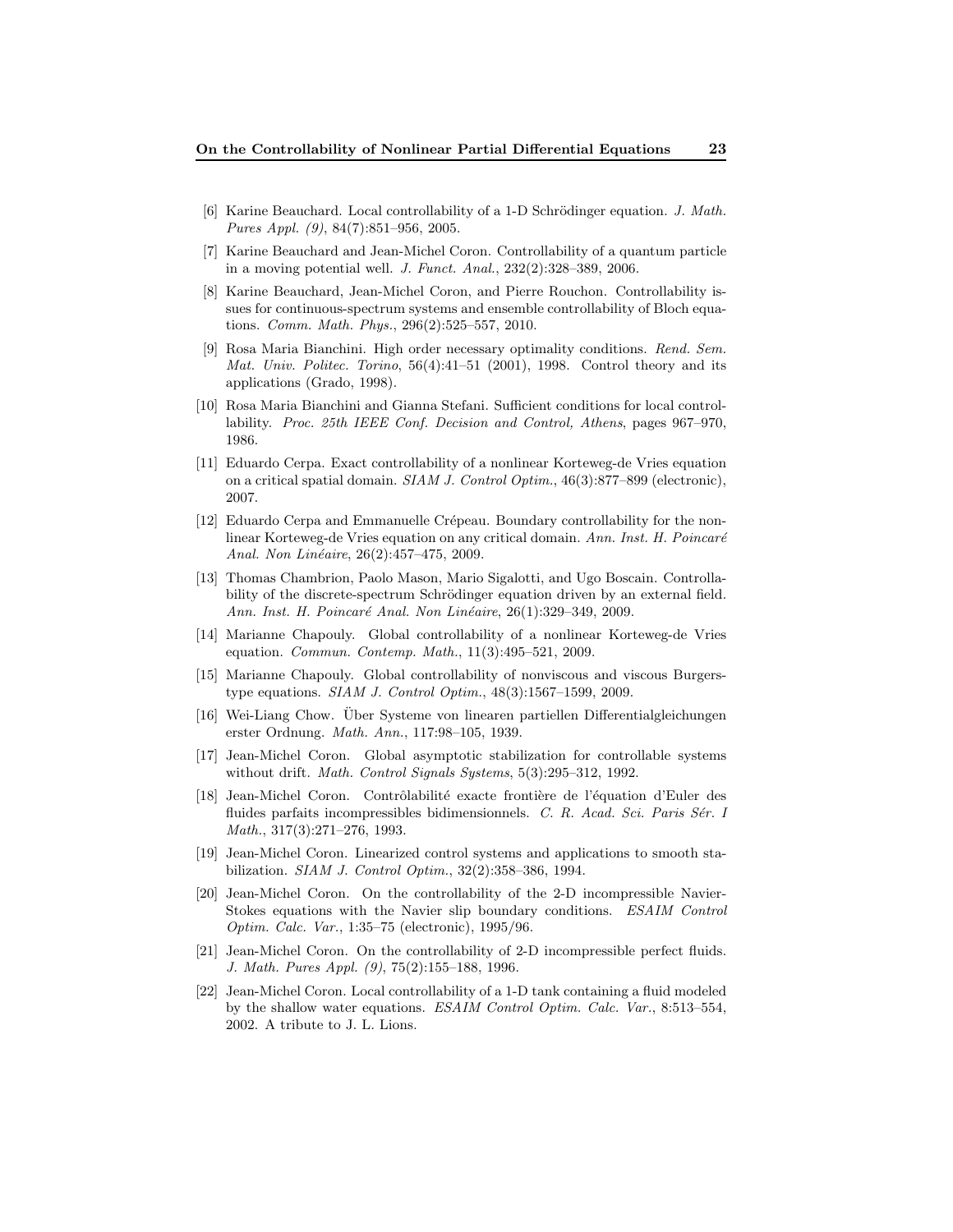[6] Karine Beauchard. Local controllability of a 1-D Schrödinger equation. *J. Math. Pures Appl. (9)*, 84(7):851–956, 2005.

[7] Karine Beauchard and Jean-Michel Coron. Controllability of a quantum particle in a moving potential well. *J. Funct. Anal.*, 232(2):328–389, 2006.

[8] Karine Beauchard, Jean-Michel Coron, and Pierre Rouchon. Controllability issues for continuous-spectrum systems and ensemble controllability of Bloch equations. *Comm. Math. Phys.*, 296(2):525–557, 2010.

[9] Rosa Maria Bianchini. High order necessary optimality conditions. *Rend. Sem. Mat. Univ. Politec. Torino*, 56(4):41–51 (2001), 1998. Control theory and its applications (Grado, 1998).

[10] Rosa Maria Bianchini and Gianna Stefani. Sufficient conditions for local controllability. *Proc. 25th IEEE Conf. Decision and Control, Athens*, pages 967–970, 1986.

[11] Eduardo Cerpa. Exact controllability of a nonlinear Korteweg-de Vries equation on a critical spatial domain. *SIAM J. Control Optim.*, 46(3):877–899 (electronic), 2007.

[12] Eduardo Cerpa and Emmanuelle Crépeau. Boundary controllability for the nonlinear Korteweg-de Vries equation on any critical domain. *Ann. Inst. H. Poincaré Anal. Non Linéaire*, 26(2):457–475, 2009.

[13] Thomas Chambrion, Paolo Mason, Mario Sigalotti, and Ugo Boscain. Controllability of the discrete-spectrum Schrödinger equation driven by an external field. *Ann. Inst. H. Poincaré Anal. Non Linéaire*, 26(1):329–349, 2009.

[14] Marianne Chapouly. Global controllability of a nonlinear Korteweg-de Vries equation. *Commun. Contemp. Math.*, 11(3):495–521, 2009.

[15] Marianne Chapouly. Global controllability of nonviscous and viscous Burgers-type equations. *SIAM J. Control Optim.*, 48(3):1567–1599, 2009.

[16] Wei-Liang Chow. Über Systeme von linearen partiellen Differentialgleichungen erster Ordnung. *Math. Ann.*, 117:98–105, 1939.

[17] Jean-Michel Coron. Global asymptotic stabilization for controllable systems without drift. *Math. Control Signals Systems*, 5(3):295–312, 1992.

[18] Jean-Michel Coron. Contrôlabilité exacte frontière de l'équation d'Euler des fluides parfaits incompressibles bidimensionnels. *C. R. Acad. Sci. Paris Sér. I Math.*, 317(3):271–276, 1993.

[19] Jean-Michel Coron. Linearized control systems and applications to smooth stabilization. *SIAM J. Control Optim.*, 32(2):358–386, 1994.

[20] Jean-Michel Coron. On the controllability of the 2-D incompressible Navier-Stokes equations with the Navier slip boundary conditions. *ESAIM Control Optim. Calc. Var.*, 1:35–75 (electronic), 1995/96.

[21] Jean-Michel Coron. On the controllability of 2-D incompressible perfect fluids. *J. Math. Pures Appl. (9)*, 75(2):155–188, 1996.

[22] Jean-Michel Coron. Local controllability of a 1-D tank containing a fluid modeled by the shallow water equations. *ESAIM Control Optim. Calc. Var.*, 8:513–554, 2002. A tribute to J. L. Lions.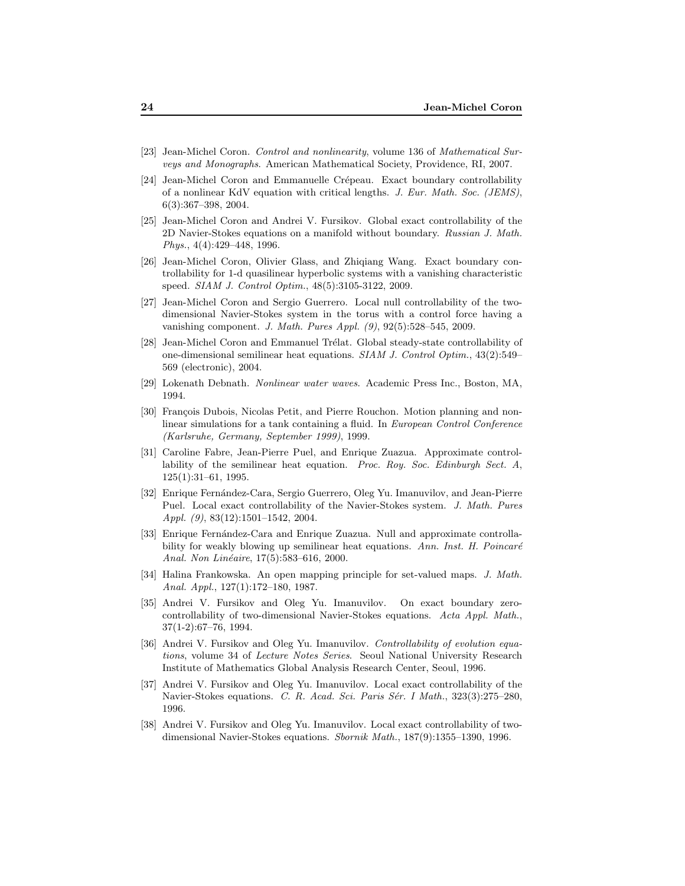[23] Jean-Michel Coron. *Control and nonlinearity*, volume 136 of *Mathematical Surveys and Monographs*. American Mathematical Society, Providence, RI, 2007.

[24] Jean-Michel Coron and Emmanuelle Crépeau. Exact boundary controllability of a nonlinear KdV equation with critical lengths. *J. Eur. Math. Soc. (JEMS)*, 6(3):367–398, 2004.

[25] Jean-Michel Coron and Andrei V. Fursikov. Global exact controllability of the 2D Navier-Stokes equations on a manifold without boundary. *Russian J. Math. Phys.*, 4(4):429–448, 1996.

[26] Jean-Michel Coron, Olivier Glass, and Zhiqiang Wang. Exact boundary controllability for 1-d quasilinear hyperbolic systems with a vanishing characteristic speed. *SIAM J. Control Optim.*, 48(5):3105-3122, 2009.

[27] Jean-Michel Coron and Sergio Guerrero. Local null controllability of the two-dimensional Navier-Stokes system in the torus with a control force having a vanishing component. *J. Math. Pures Appl. (9)*, 92(5):528–545, 2009.

[28] Jean-Michel Coron and Emmanuel Trélat. Global steady-state controllability of one-dimensional semilinear heat equations. *SIAM J. Control Optim.*, 43(2):549–569 (electronic), 2004.

[29] Lokenath Debnath. *Nonlinear water waves*. Academic Press Inc., Boston, MA, 1994.

[30] François Dubois, Nicolas Petit, and Pierre Rouchon. Motion planning and nonlinear simulations for a tank containing a fluid. In *European Control Conference (Karlsruhe, Germany, September 1999)*, 1999.

[31] Caroline Fabre, Jean-Pierre Puel, and Enrique Zuazua. Approximate controllability of the semilinear heat equation. *Proc. Roy. Soc. Edinburgh Sect. A*, 125(1):31–61, 1995.

[32] Enrique Fernández-Cara, Sergio Guerrero, Oleg Yu. Imanuvilov, and Jean-Pierre Puel. Local exact controllability of the Navier-Stokes system. *J. Math. Pures Appl. (9)*, 83(12):1501–1542, 2004.

[33] Enrique Fernández-Cara and Enrique Zuazua. Null and approximate controllability for weakly blowing up semilinear heat equations. *Ann. Inst. H. Poincaré Anal. Non Linéaire*, 17(5):583–616, 2000.

[34] Halina Frankowska. An open mapping principle for set-valued maps. *J. Math. Anal. Appl.*, 127(1):172–180, 1987.

[35] Andrei V. Fursikov and Oleg Yu. Imanuvilov. On exact boundary zero-controllability of two-dimensional Navier-Stokes equations. *Acta Appl. Math.*, 37(1-2):67–76, 1994.

[36] Andrei V. Fursikov and Oleg Yu. Imanuvilov. *Controllability of evolution equations*, volume 34 of *Lecture Notes Series*. Seoul National University Research Institute of Mathematics Global Analysis Research Center, Seoul, 1996.

[37] Andrei V. Fursikov and Oleg Yu. Imanuvilov. Local exact controllability of the Navier-Stokes equations. *C. R. Acad. Sci. Paris Sér. I Math.*, 323(3):275–280, 1996.

[38] Andrei V. Fursikov and Oleg Yu. Imanuvilov. Local exact controllability of two-dimensional Navier-Stokes equations. *Sbornik Math.*, 187(9):1355–1390, 1996.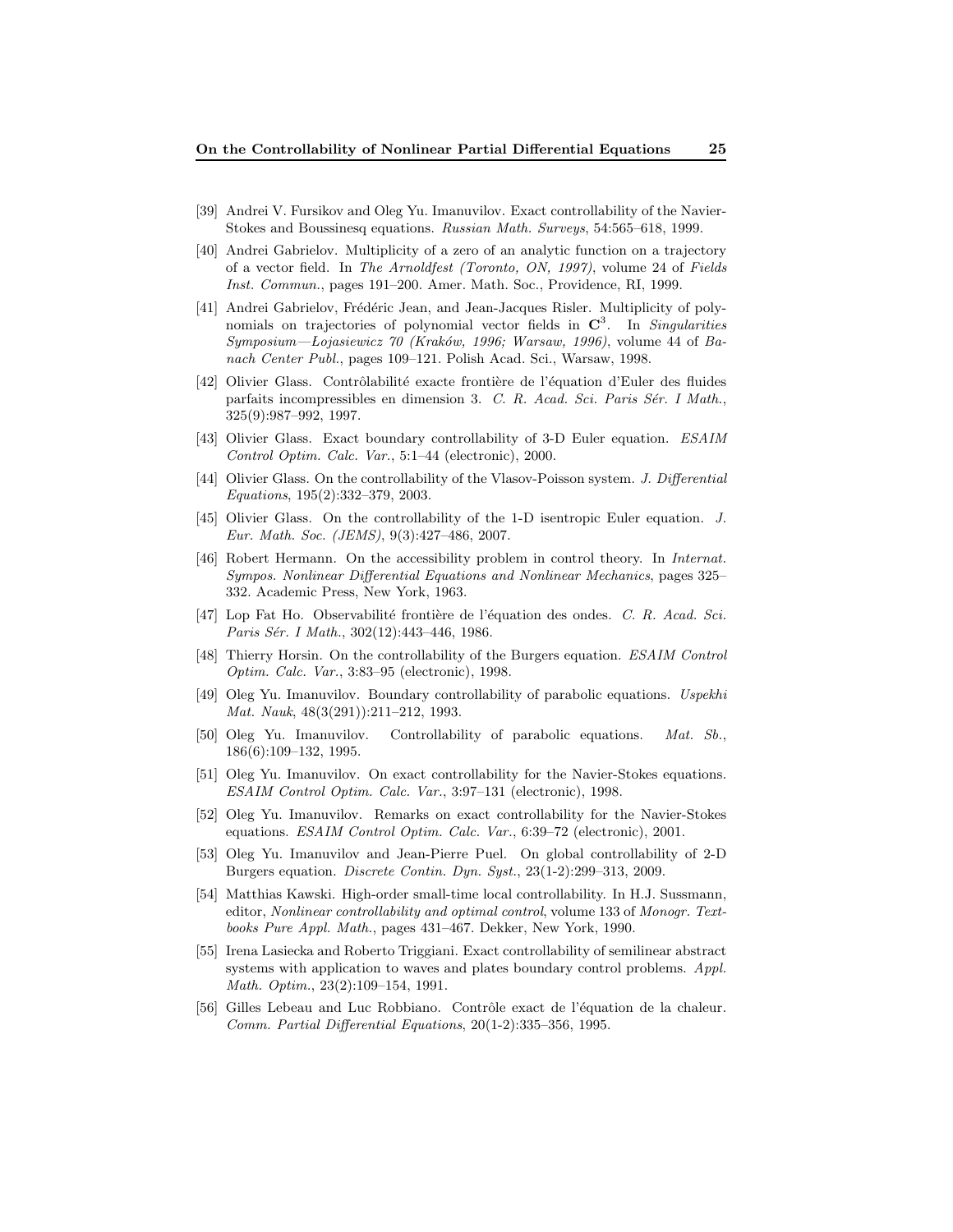[39] Andrei V. Fursikov and Oleg Yu. Imanuvilov. Exact controllability of the Navier-Stokes and Boussinesq equations. *Russian Math. Surveys*, 54:565–618, 1999.

[40] Andrei Gabrielov. Multiplicity of a zero of an analytic function on a trajectory of a vector field. In *The Arnoldfest (Toronto, ON, 1997)*, volume 24 of *Fields Inst. Commun.*, pages 191–200. Amer. Math. Soc., Providence, RI, 1999.

[41] Andrei Gabrielov, Frédéric Jean, and Jean-Jacques Risler. Multiplicity of polynomials on trajectories of polynomial vector fields in $\mathbf{C}^3$. In *Singularities Symposium—Łojasiewicz 70 (Kraków, 1996; Warsaw, 1996)*, volume 44 of *Banach Center Publ.*, pages 109–121. Polish Acad. Sci., Warsaw, 1998.

[42] Olivier Glass. Contrôlabilité exacte frontière de l'équation d'Euler des fluides parfaits incompressibles en dimension 3. *C. R. Acad. Sci. Paris Sér. I Math.*, 325(9):987–992, 1997.

[43] Olivier Glass. Exact boundary controllability of 3-D Euler equation. *ESAIM Control Optim. Calc. Var.*, 5:1–44 (electronic), 2000.

[44] Olivier Glass. On the controllability of the Vlasov-Poisson system. *J. Differential Equations*, 195(2):332–379, 2003.

[45] Olivier Glass. On the controllability of the 1-D isentropic Euler equation. *J. Eur. Math. Soc. (JEMS)*, 9(3):427–486, 2007.

[46] Robert Hermann. On the accessibility problem in control theory. In *Internat. Sympos. Nonlinear Differential Equations and Nonlinear Mechanics*, pages 325–332. Academic Press, New York, 1963.

[47] Lop Fat Ho. Observabilité frontière de l'équation des ondes. *C. R. Acad. Sci. Paris Sér. I Math.*, 302(12):443–446, 1986.

[48] Thierry Horsin. On the controllability of the Burgers equation. *ESAIM Control Optim. Calc. Var.*, 3:83–95 (electronic), 1998.

[49] Oleg Yu. Imanuvilov. Boundary controllability of parabolic equations. *Uspekhi Mat. Nauk*, 48(3(291)):211–212, 1993.

[50] Oleg Yu. Imanuvilov. Controllability of parabolic equations. *Mat. Sb.*, 186(6):109–132, 1995.

[51] Oleg Yu. Imanuvilov. On exact controllability for the Navier-Stokes equations. *ESAIM Control Optim. Calc. Var.*, 3:97–131 (electronic), 1998.

[52] Oleg Yu. Imanuvilov. Remarks on exact controllability for the Navier-Stokes equations. *ESAIM Control Optim. Calc. Var.*, 6:39–72 (electronic), 2001.

[53] Oleg Yu. Imanuvilov and Jean-Pierre Puel. On global controllability of 2-D Burgers equation. *Discrete Contin. Dyn. Syst.*, 23(1-2):299–313, 2009.

[54] Matthias Kawski. High-order small-time local controllability. In H.J. Sussmann, editor, *Nonlinear controllability and optimal control*, volume 133 of *Monogr. Textbooks Pure Appl. Math.*, pages 431–467. Dekker, New York, 1990.

[55] Irena Lasiecka and Roberto Triggiani. Exact controllability of semilinear abstract systems with application to waves and plates boundary control problems. *Appl. Math. Optim.*, 23(2):109–154, 1991.

[56] Gilles Lebeau and Luc Robbiano. Contrôle exact de l'équation de la chaleur. *Comm. Partial Differential Equations*, 20(1-2):335–356, 1995.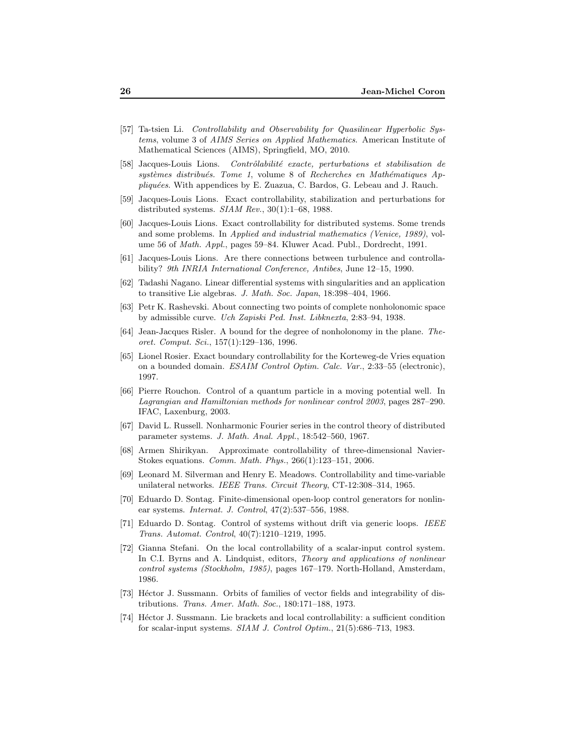[57] Ta-tsien Li. *Controllability and Observability for Quasilinear Hyperbolic Systems*, volume 3 of *AIMS Series on Applied Mathematics*. American Institute of Mathematical Sciences (AIMS), Springfield, MO, 2010.

[58] Jacques-Louis Lions. *Contrôlabilité exacte, perturbations et stabilisation de systèmes distribués. Tome 1*, volume 8 of *Recherches en Mathématiques Appliquées*. With appendices by E. Zuazua, C. Bardos, G. Lebeau and J. Rauch.

[59] Jacques-Louis Lions. Exact controllability, stabilization and perturbations for distributed systems. *SIAM Rev.*, 30(1):1–68, 1988.

[60] Jacques-Louis Lions. Exact controllability for distributed systems. Some trends and some problems. In *Applied and industrial mathematics (Venice, 1989)*, volume 56 of *Math. Appl.*, pages 59–84. Kluwer Acad. Publ., Dordrecht, 1991.

[61] Jacques-Louis Lions. Are there connections between turbulence and controllability? *9th INRIA International Conference, Antibes*, June 12–15, 1990.

[62] Tadashi Nagano. Linear differential systems with singularities and an application to transitive Lie algebras. *J. Math. Soc. Japan*, 18:398–404, 1966.

[63] Petr K. Rashevski. About connecting two points of complete nonholonomic space by admissible curve. *Uch Zapiski Ped. Inst. Libknexta*, 2:83–94, 1938.

[64] Jean-Jacques Risler. A bound for the degree of nonholonomy in the plane. *Theoret. Comput. Sci.*, 157(1):129–136, 1996.

[65] Lionel Rosier. Exact boundary controllability for the Korteweg-de Vries equation on a bounded domain. *ESAIM Control Optim. Calc. Var.*, 2:33–55 (electronic), 1997.

[66] Pierre Rouchon. Control of a quantum particle in a moving potential well. In *Lagrangian and Hamiltonian methods for nonlinear control 2003*, pages 287–290. IFAC, Laxenburg, 2003.

[67] David L. Russell. Nonharmonic Fourier series in the control theory of distributed parameter systems. *J. Math. Anal. Appl.*, 18:542–560, 1967.

[68] Armen Shirikyan. Approximate controllability of three-dimensional Navier-Stokes equations. *Comm. Math. Phys.*, 266(1):123–151, 2006.

[69] Leonard M. Silverman and Henry E. Meadows. Controllability and time-variable unilateral networks. *IEEE Trans. Circuit Theory*, CT-12:308–314, 1965.

[70] Eduardo D. Sontag. Finite-dimensional open-loop control generators for nonlinear systems. *Internat. J. Control*, 47(2):537–556, 1988.

[71] Eduardo D. Sontag. Control of systems without drift via generic loops. *IEEE Trans. Automat. Control*, 40(7):1210–1219, 1995.

[72] Gianna Stefani. On the local controllability of a scalar-input control system. In C.I. Byrns and A. Lindquist, editors, *Theory and applications of nonlinear control systems (Stockholm, 1985)*, pages 167–179. North-Holland, Amsterdam, 1986.

[73] Héctor J. Sussmann. Orbits of families of vector fields and integrability of distributions. *Trans. Amer. Math. Soc.*, 180:171–188, 1973.

[74] Héctor J. Sussmann. Lie brackets and local controllability: a sufficient condition for scalar-input systems. *SIAM J. Control Optim.*, 21(5):686–713, 1983.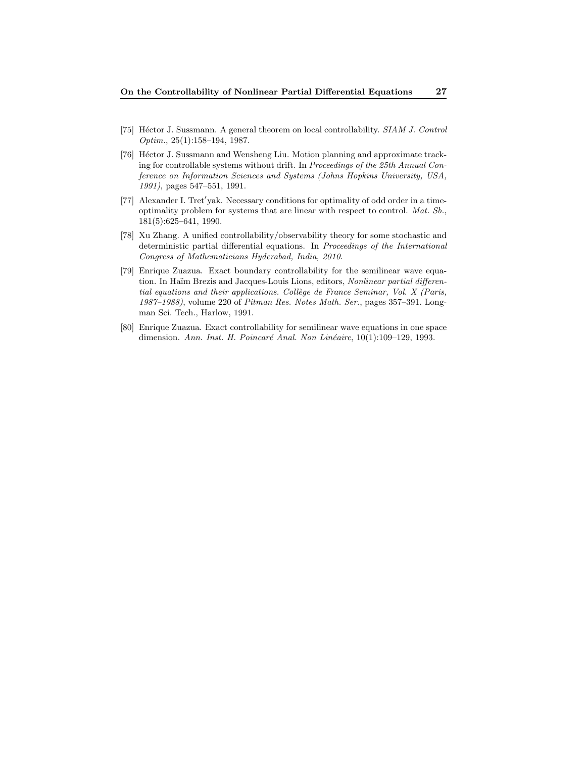[75] Héctor J. Sussmann. A general theorem on local controllability. *SIAM J. Control Optim.*, 25(1):158–194, 1987.

[76] Héctor J. Sussmann and Wensheng Liu. Motion planning and approximate tracking for controllable systems without drift. In *Proceedings of the 25th Annual Conference on Information Sciences and Systems (Johns Hopkins University, USA, 1991)*, pages 547–551, 1991.

[77] Alexander I. Tret′yak. Necessary conditions for optimality of odd order in a time-optimality problem for systems that are linear with respect to control. *Mat. Sb.*, 181(5):625–641, 1990.

[78] Xu Zhang. A unified controllability/observability theory for some stochastic and deterministic partial differential equations. In *Proceedings of the International Congress of Mathematicians Hyderabad, India, 2010*.

[79] Enrique Zuazua. Exact boundary controllability for the semilinear wave equation. In Haïm Brezis and Jacques-Louis Lions, editors, *Nonlinear partial differential equations and their applications. Collège de France Seminar, Vol. X (Paris, 1987–1988)*, volume 220 of *Pitman Res. Notes Math. Ser.*, pages 357–391. Longman Sci. Tech., Harlow, 1991.

[80] Enrique Zuazua. Exact controllability for semilinear wave equations in one space dimension. *Ann. Inst. H. Poincaré Anal. Non Linéaire*, 10(1):109–129, 1993.